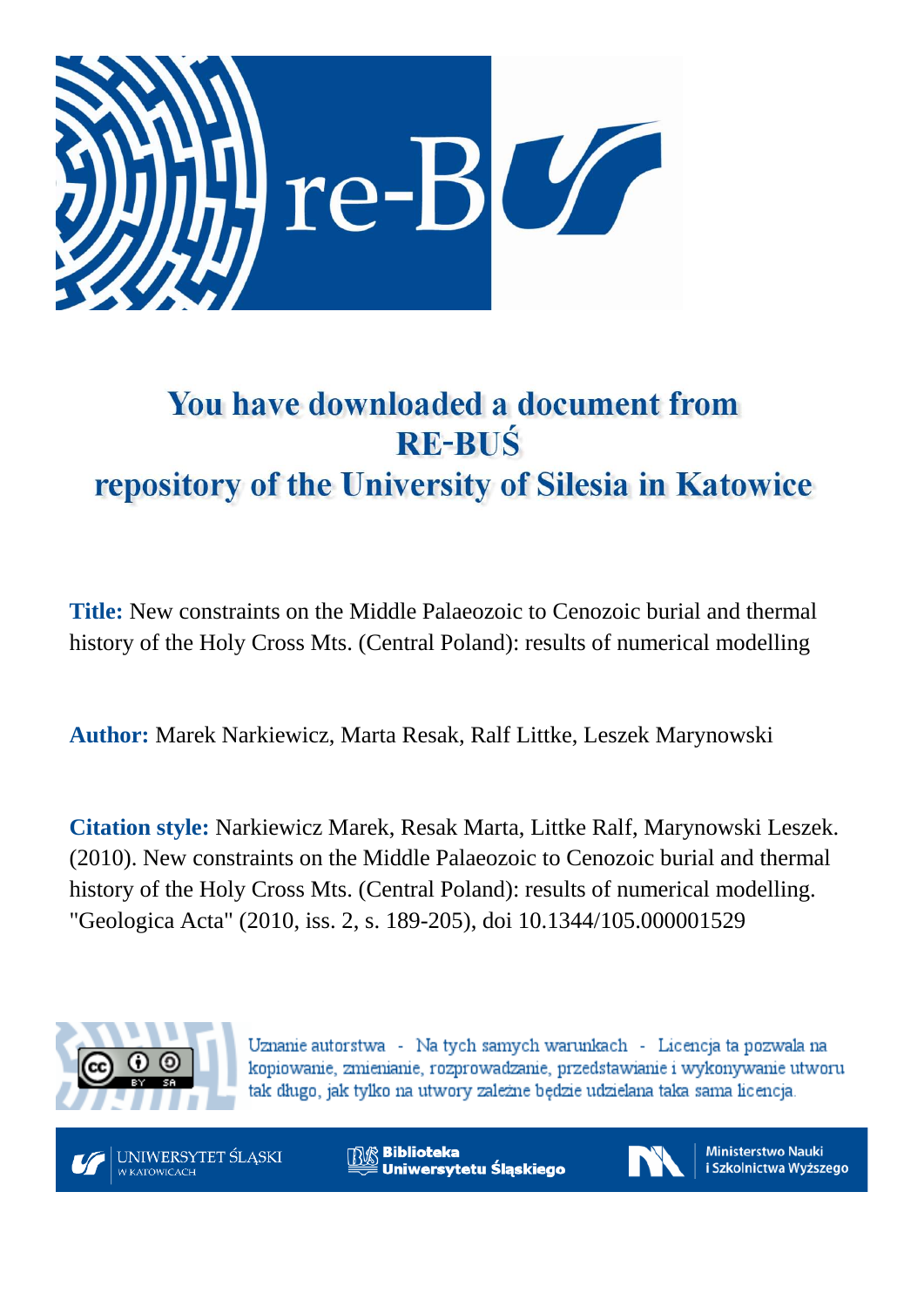# You have downloaded a document from RE-BUŚ repository of the University of Silesia in Katowice

**Title:** New constraints on the Middle Palaeozoic to Cenozoic burial and thermal history of the Holy Cross Mts. (Central Poland): results of numerical modelling

**Author:** Marek Narkiewicz, Marta Resak, Ralf Littke, Leszek Marynowski

**Citation style:** Narkiewicz Marek, Resak Marta, Littke Ralf, Marynowski Leszek. (2010). New constraints on the Middle Palaeozoic to Cenozoic burial and thermal history of the Holy Cross Mts. (Central Poland): results of numerical modelling. "Geologica Acta" (2010, iss. 2, s. 189-205), doi 10.1344/105.000001529

Uznanie autorstwa - Na tych samych warunkach - Licencja ta pozwala na kopiowanie, zmienianie, rozprowadzanie, przedstawianie i wykonywanie utworu tak długo, jak tylko na utwory zależne będzie udzielana taka sama licencja.

UNIWERSYTET ŚLĄSKI W KATOWICACH

Biblioteka Uniwersytetu Śląskiego

Ministerstwo Nauki i Szkolnictwa Wyższego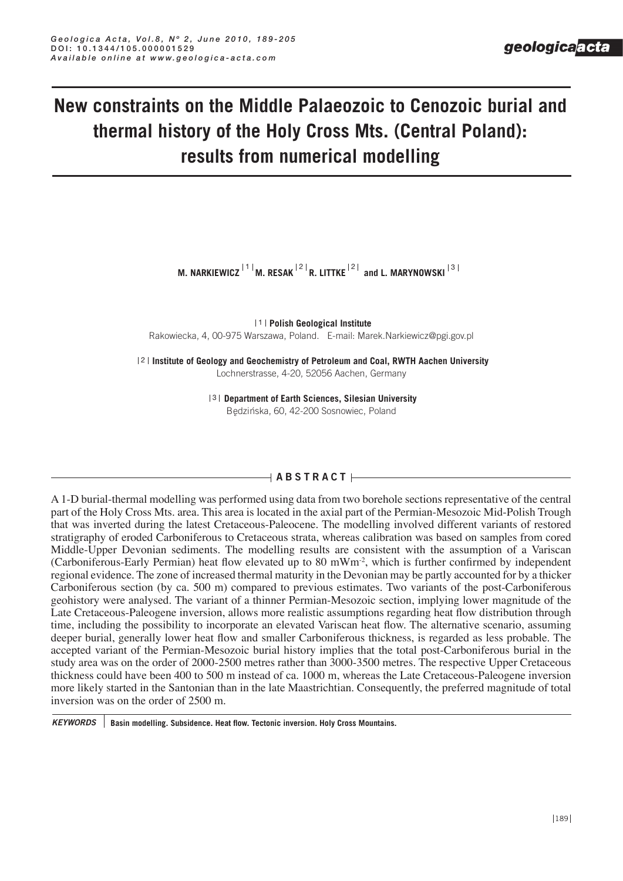# New constraints on the Middle Palaeozoic to Cenozoic burial and thermal history of the Holy Cross Mts. (Central Poland): results from numerical modelling

**M. NARKIEWICZ** [1] **M. RESAK** [2] **R. LITTKE** [2] **and L. MARYNOWSKI** [3]

[1] **Polish Geological Institute**
Rakowiecka, 4, 00-975 Warszawa, Poland. E-mail: Marek.Narkiewicz@pgi.gov.pl

[2] **Institute of Geology and Geochemistry of Petroleum and Coal, RWTH Aachen University**
Lochnerstrasse, 4-20, 52056 Aachen, Germany

[3] **Department of Earth Sciences, Silesian University**
Będzińska, 60, 42-200 Sosnowiec, Poland

## ABSTRACT

A 1-D burial-thermal modelling was performed using data from two borehole sections representative of the central part of the Holy Cross Mts. area. This area is located in the axial part of the Permian-Mesozoic Mid-Polish Trough that was inverted during the latest Cretaceous-Paleocene. The modelling involved different variants of restored stratigraphy of eroded Carboniferous to Cretaceous strata, whereas calibration was based on samples from cored Middle-Upper Devonian sediments. The modelling results are consistent with the assumption of a Variscan (Carboniferous-Early Permian) heat flow elevated up to 80 mWm$^{-2}$, which is further confirmed by independent regional evidence. The zone of increased thermal maturity in the Devonian may be partly accounted for by a thicker Carboniferous section (by ca. 500 m) compared to previous estimates. Two variants of the post-Carboniferous geohistory were analysed. The variant of a thinner Permian-Mesozoic section, implying lower magnitude of the Late Cretaceous-Paleogene inversion, allows more realistic assumptions regarding heat flow distribution through time, including the possibility to incorporate an elevated Variscan heat flow. The alternative scenario, assuming deeper burial, generally lower heat flow and smaller Carboniferous thickness, is regarded as less probable. The accepted variant of the Permian-Mesozoic burial history implies that the total post-Carboniferous burial in the study area was on the order of 2000-2500 metres rather than 3000-3500 metres. The respective Upper Cretaceous thickness could have been 400 to 500 m instead of ca. 1000 m, whereas the Late Cretaceous-Paleogene inversion more likely started in the Santonian than in the late Maastrichtian. Consequently, the preferred magnitude of total inversion was on the order of 2500 m.

***KEYWORDS*** **Basin modelling. Subsidence. Heat flow. Tectonic inversion. Holy Cross Mountains.**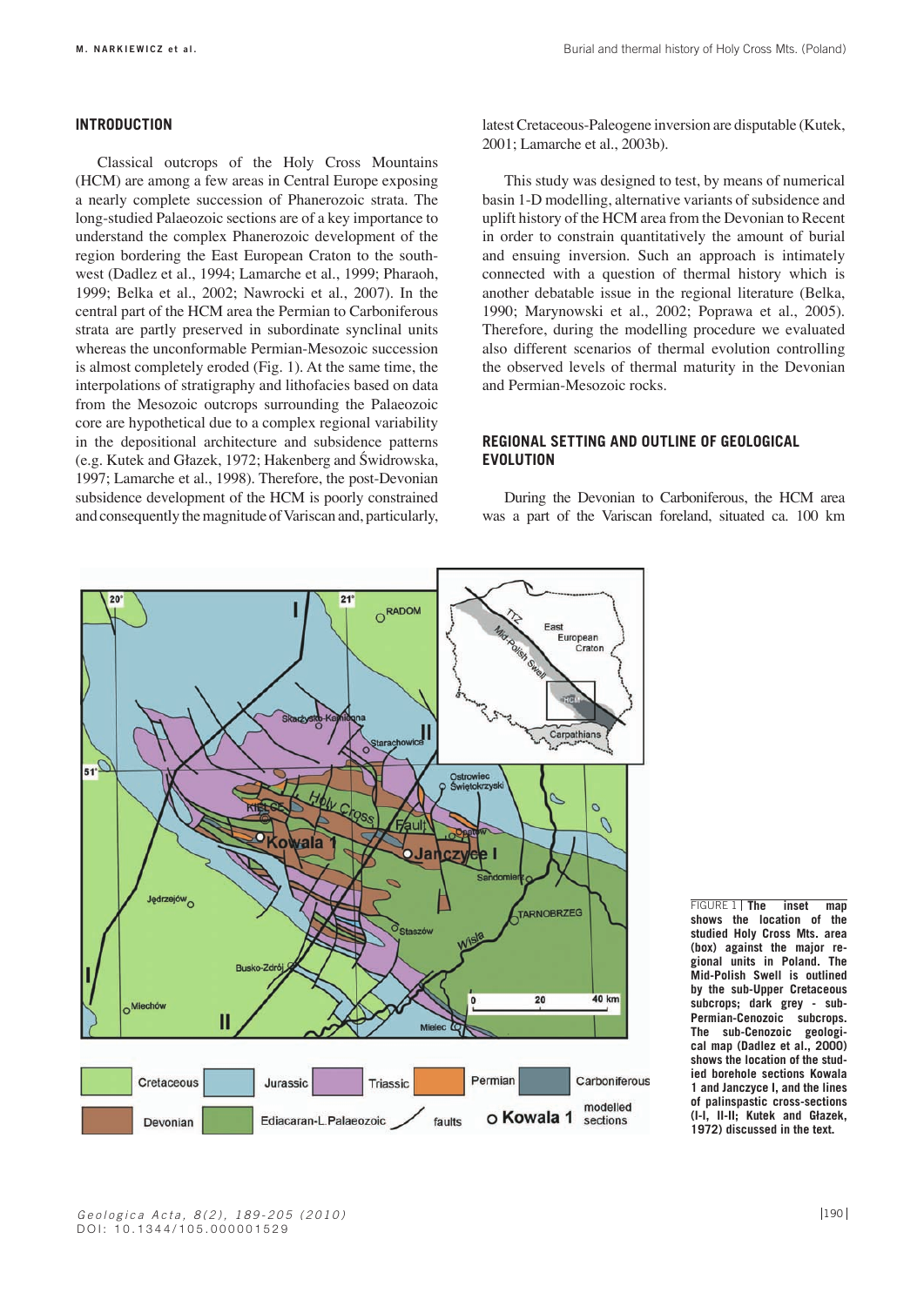## INTRODUCTION

Classical outcrops of the Holy Cross Mountains (HCM) are among a few areas in Central Europe exposing a nearly complete succession of Phanerozoic strata. The long-studied Palaeozoic sections are of a key importance to understand the complex Phanerozoic development of the region bordering the East European Craton to the southwest (Dadlez et al., 1994; Lamarche et al., 1999; Pharaoh, 1999; Belka et al., 2002; Nawrocki et al., 2007). In the central part of the HCM area the Permian to Carboniferous strata are partly preserved in subordinate synclinal units whereas the unconformable Permian-Mesozoic succession is almost completely eroded (Fig. 1). At the same time, the interpolations of stratigraphy and lithofacies based on data from the Mesozoic outcrops surrounding the Palaeozoic core are hypothetical due to a complex regional variability in the depositional architecture and subsidence patterns (e.g. Kutek and Głazek, 1972; Hakenberg and Świdrowska, 1997; Lamarche et al., 1998). Therefore, the post-Devonian subsidence development of the HCM is poorly constrained and consequently the magnitude of Variscan and, particularly, latest Cretaceous-Paleogene inversion are disputable (Kutek, 2001; Lamarche et al., 2003b).

This study was designed to test, by means of numerical basin 1-D modelling, alternative variants of subsidence and uplift history of the HCM area from the Devonian to Recent in order to constrain quantitatively the amount of burial and ensuing inversion. Such an approach is intimately connected with a question of thermal history which is another debatable issue in the regional literature (Belka, 1990; Marynowski et al., 2002; Poprawa et al., 2005). Therefore, during the modelling procedure we evaluated also different scenarios of thermal evolution controlling the observed levels of thermal maturity in the Devonian and Permian-Mesozoic rocks.

## REGIONAL SETTING AND OUTLINE OF GEOLOGICAL EVOLUTION

During the Devonian to Carboniferous, the HCM area was a part of the Variscan foreland, situated ca. 100 km

FIGURE 1 | The inset map shows the location of the studied Holy Cross Mts. area (box) against the major regional units in Poland. The Mid-Polish Swell is outlined by the sub-Upper Cretaceous subcrops; dark grey - sub-Permian-Cenozoic subcrops. The sub-Cenozoic geological map (Dadlez et al., 2000) shows the location of the studied borehole sections Kowala 1 and Janczyce I, and the lines of palinspastic cross-sections (I-I, II-II; Kutek and Głazek, 1972) discussed in the text.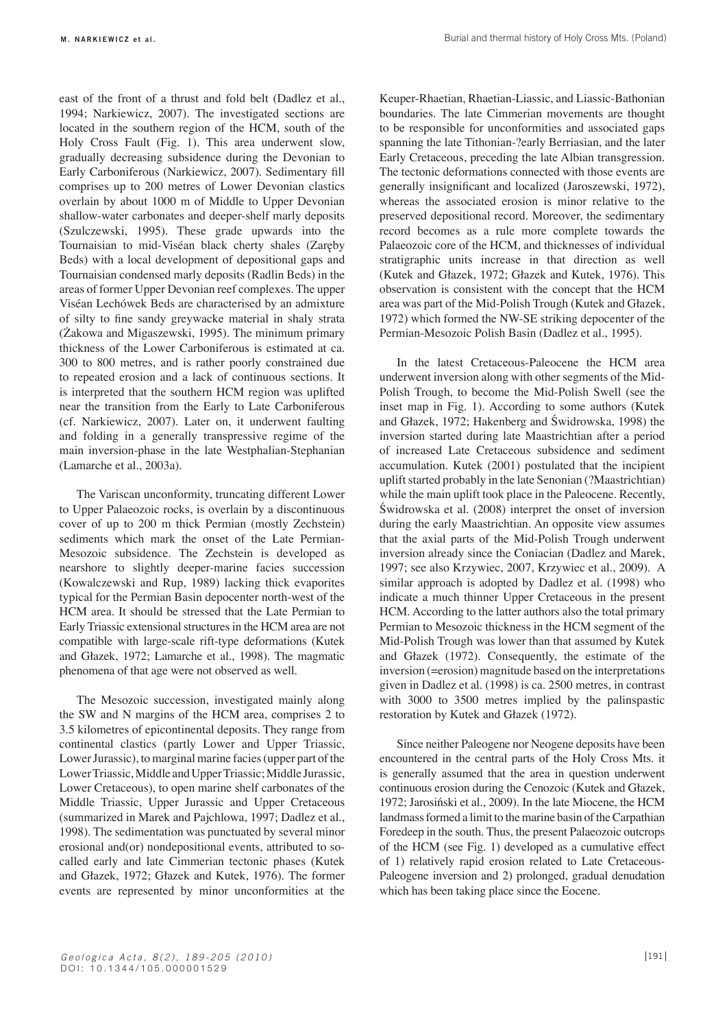east of the front of a thrust and fold belt (Dadlez et al., 1994; Narkiewicz, 2007). The investigated sections are located in the southern region of the HCM, south of the Holy Cross Fault (Fig. 1). This area underwent slow, gradually decreasing subsidence during the Devonian to Early Carboniferous (Narkiewicz, 2007). Sedimentary fill comprises up to 200 metres of Lower Devonian clastics overlain by about 1000 m of Middle to Upper Devonian shallow-water carbonates and deeper-shelf marly deposits (Szulczewski, 1995). These grade upwards into the Tournaisian to mid-Viséan black cherty shales (Zaręby Beds) with a local development of depositional gaps and Tournaisian condensed marly deposits (Radlin Beds) in the areas of former Upper Devonian reef complexes. The upper Viséan Lechówek Beds are characterised by an admixture of silty to fine sandy greywacke material in shaly strata (Żakowa and Migaszewski, 1995). The minimum primary thickness of the Lower Carboniferous is estimated at ca. 300 to 800 metres, and is rather poorly constrained due to repeated erosion and a lack of continuous sections. It is interpreted that the southern HCM region was uplifted near the transition from the Early to Late Carboniferous (cf. Narkiewicz, 2007). Later on, it underwent faulting and folding in a generally transpressive regime of the main inversion-phase in the late Westphalian-Stephanian (Lamarche et al., 2003a).

The Variscan unconformity, truncating different Lower to Upper Palaeozoic rocks, is overlain by a discontinuous cover of up to 200 m thick Permian (mostly Zechstein) sediments which mark the onset of the Late Permian-Mesozoic subsidence. The Zechstein is developed as nearshore to slightly deeper-marine facies succession (Kowalczewski and Rup, 1989) lacking thick evaporites typical for the Permian Basin depocenter north-west of the HCM area. It should be stressed that the Late Permian to Early Triassic extensional structures in the HCM area are not compatible with large-scale rift-type deformations (Kutek and Głazek, 1972; Lamarche et al., 1998). The magmatic phenomena of that age were not observed as well.

The Mesozoic succession, investigated mainly along the SW and N margins of the HCM area, comprises 2 to 3.5 kilometres of epicontinental deposits. They range from continental clastics (partly Lower and Upper Triassic, Lower Jurassic), to marginal marine facies (upper part of the Lower Triassic, Middle and Upper Triassic; Middle Jurassic, Lower Cretaceous), to open marine shelf carbonates of the Middle Triassic, Upper Jurassic and Upper Cretaceous (summarized in Marek and Pajchlowa, 1997; Dadlez et al., 1998). The sedimentation was punctuated by several minor erosional and(or) nondepositional events, attributed to so-called early and late Cimmerian tectonic phases (Kutek and Głazek, 1972; Głazek and Kutek, 1976). The former events are represented by minor unconformities at the Keuper-Rhaetian, Rhaetian-Liassic, and Liassic-Bathonian boundaries. The late Cimmerian movements are thought to be responsible for unconformities and associated gaps spanning the late Tithonian-?early Berriasian, and the later Early Cretaceous, preceding the late Albian transgression. The tectonic deformations connected with those events are generally insignificant and localized (Jaroszewski, 1972), whereas the associated erosion is minor relative to the preserved depositional record. Moreover, the sedimentary record becomes as a rule more complete towards the Palaeozoic core of the HCM, and thicknesses of individual stratigraphic units increase in that direction as well (Kutek and Głazek, 1972; Głazek and Kutek, 1976). This observation is consistent with the concept that the HCM area was part of the Mid-Polish Trough (Kutek and Głazek, 1972) which formed the NW-SE striking depocenter of the Permian-Mesozoic Polish Basin (Dadlez et al., 1995).

In the latest Cretaceous-Paleocene the HCM area underwent inversion along with other segments of the Mid-Polish Trough, to become the Mid-Polish Swell (see the inset map in Fig. 1). According to some authors (Kutek and Głazek, 1972; Hakenberg and Świdrowska, 1998) the inversion started during late Maastrichtian after a period of increased Late Cretaceous subsidence and sediment accumulation. Kutek (2001) postulated that the incipient uplift started probably in the late Senonian (?Maastrichtian) while the main uplift took place in the Paleocene. Recently, Świdrowska et al. (2008) interpret the onset of inversion during the early Maastrichtian. An opposite view assumes that the axial parts of the Mid-Polish Trough underwent inversion already since the Coniacian (Dadlez and Marek, 1997; see also Krzywiec, 2007, Krzywiec et al., 2009). A similar approach is adopted by Dadlez et al. (1998) who indicate a much thinner Upper Cretaceous in the present HCM. According to the latter authors also the total primary Permian to Mesozoic thickness in the HCM segment of the Mid-Polish Trough was lower than that assumed by Kutek and Głazek (1972). Consequently, the estimate of the inversion (=erosion) magnitude based on the interpretations given in Dadlez et al. (1998) is ca. 2500 metres, in contrast with 3000 to 3500 metres implied by the palinspastic restoration by Kutek and Głazek (1972).

Since neither Paleogene nor Neogene deposits have been encountered in the central parts of the Holy Cross Mts. it is generally assumed that the area in question underwent continuous erosion during the Cenozoic (Kutek and Głazek, 1972; Jarosiński et al., 2009). In the late Miocene, the HCM landmass formed a limit to the marine basin of the Carpathian Foredeep in the south. Thus, the present Palaeozoic outcrops of the HCM (see Fig. 1) developed as a cumulative effect of 1) relatively rapid erosion related to Late Cretaceous-Paleogene inversion and 2) prolonged, gradual denudation which has been taking place since the Eocene.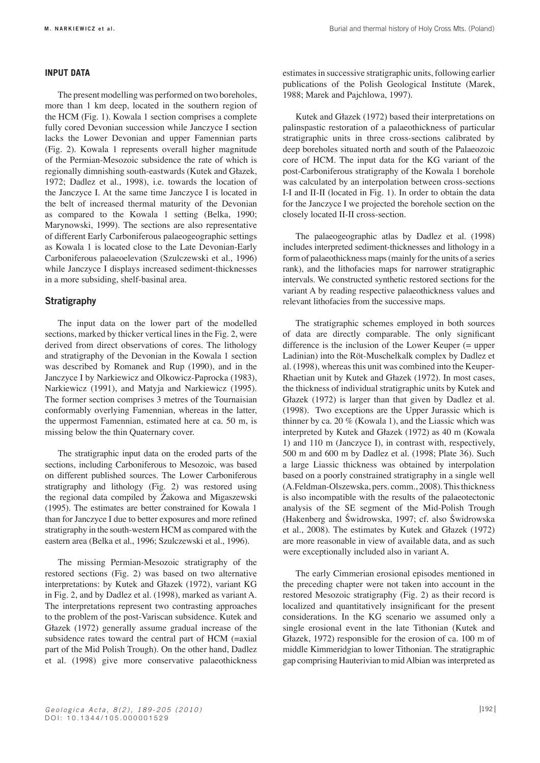## INPUT DATA

The present modelling was performed on two boreholes, more than 1 km deep, located in the southern region of the HCM (Fig. 1). Kowala 1 section comprises a complete fully cored Devonian succession while Janczyce I section lacks the Lower Devonian and upper Famennian parts (Fig. 2). Kowala 1 represents overall higher magnitude of the Permian-Mesozoic subsidence the rate of which is regionally dimnishing south-eastwards (Kutek and Głazek, 1972; Dadlez et al., 1998), i.e. towards the location of the Janczyce I. At the same time Janczyce I is located in the belt of increased thermal maturity of the Devonian as compared to the Kowala 1 setting (Belka, 1990; Marynowski, 1999). The sections are also representative of different Early Carboniferous palaeogeographic settings as Kowala 1 is located close to the Late Devonian-Early Carboniferous palaeoelevation (Szulczewski et al., 1996) while Janczyce I displays increased sediment-thicknesses in a more subsiding, shelf-basinal area.

### Stratigraphy

The input data on the lower part of the modelled sections, marked by thicker vertical lines in the Fig. 2, were derived from direct observations of cores. The lithology and stratigraphy of the Devonian in the Kowala 1 section was described by Romanek and Rup (1990), and in the Janczyce I by Narkiewicz and Olkowicz-Paprocka (1983), Narkiewicz (1991), and Matyja and Narkiewicz (1995). The former section comprises 3 metres of the Tournaisian conformably overlying Famennian, whereas in the latter, the uppermost Famennian, estimated here at ca. 50 m, is missing below the thin Quaternary cover.

The stratigraphic input data on the eroded parts of the sections, including Carboniferous to Mesozoic, was based on different published sources. The Lower Carboniferous stratigraphy and lithology (Fig. 2) was restored using the regional data compiled by Żakowa and Migaszewski (1995). The estimates are better constrained for Kowala 1 than for Janczyce I due to better exposures and more refined stratigraphy in the south-western HCM as compared with the eastern area (Belka et al., 1996; Szulczewski et al., 1996).

The missing Permian-Mesozoic stratigraphy of the restored sections (Fig. 2) was based on two alternative interpretations: by Kutek and Głazek (1972), variant KG in Fig. 2, and by Dadlez et al. (1998), marked as variant A. The interpretations represent two contrasting approaches to the problem of the post-Variscan subsidence. Kutek and Głazek (1972) generally assume gradual increase of the subsidence rates toward the central part of HCM (=axial part of the Mid Polish Trough). On the other hand, Dadlez et al. (1998) give more conservative palaeothickness estimates in successive stratigraphic units, following earlier publications of the Polish Geological Institute (Marek, 1988; Marek and Pajchlowa, 1997).

Kutek and Głazek (1972) based their interpretations on palinspastic restoration of a palaeothickness of particular stratigraphic units in three cross-sections calibrated by deep boreholes situated north and south of the Palaeozoic core of HCM. The input data for the KG variant of the post-Carboniferous stratigraphy of the Kowala 1 borehole was calculated by an interpolation between cross-sections I-I and II-II (located in Fig. 1). In order to obtain the data for the Janczyce I we projected the borehole section on the closely located II-II cross-section.

The palaeogeographic atlas by Dadlez et al. (1998) includes interpreted sediment-thicknesses and lithology in a form of palaeothickness maps (mainly for the units of a series rank), and the lithofacies maps for narrower stratigraphic intervals. We constructed synthetic restored sections for the variant A by reading respective palaeothickness values and relevant lithofacies from the successive maps.

The stratigraphic schemes employed in both sources of data are directly comparable. The only significant difference is the inclusion of the Lower Keuper (= upper Ladinian) into the Röt-Muschelkalk complex by Dadlez et al. (1998), whereas this unit was combined into the Keuper-Rhaetian unit by Kutek and Głazek (1972). In most cases, the thickness of individual stratigraphic units by Kutek and Głazek (1972) is larger than that given by Dadlez et al. (1998). Two exceptions are the Upper Jurassic which is thinner by ca. 20 % (Kowala 1), and the Liassic which was interpreted by Kutek and Głazek (1972) as 40 m (Kowala 1) and 110 m (Janczyce I), in contrast with, respectively, 500 m and 600 m by Dadlez et al. (1998; Plate 36). Such a large Liassic thickness was obtained by interpolation based on a poorly constrained stratigraphy in a single well (A.Feldman-Olszewska, pers. comm., 2008). This thickness is also incompatible with the results of the palaeotectonic analysis of the SE segment of the Mid-Polish Trough (Hakenberg and Świdrowska, 1997; cf. also Świdrowska et al., 2008). The estimates by Kutek and Głazek (1972) are more reasonable in view of available data, and as such were exceptionally included also in variant A.

The early Cimmerian erosional episodes mentioned in the preceding chapter were not taken into account in the restored Mesozoic stratigraphy (Fig. 2) as their record is localized and quantitatively insignificant for the present considerations. In the KG scenario we assumed only a single erosional event in the late Tithonian (Kutek and Głazek, 1972) responsible for the erosion of ca. 100 m of middle Kimmeridgian to lower Tithonian. The stratigraphic gap comprising Hauterivian to mid Albian was interpreted as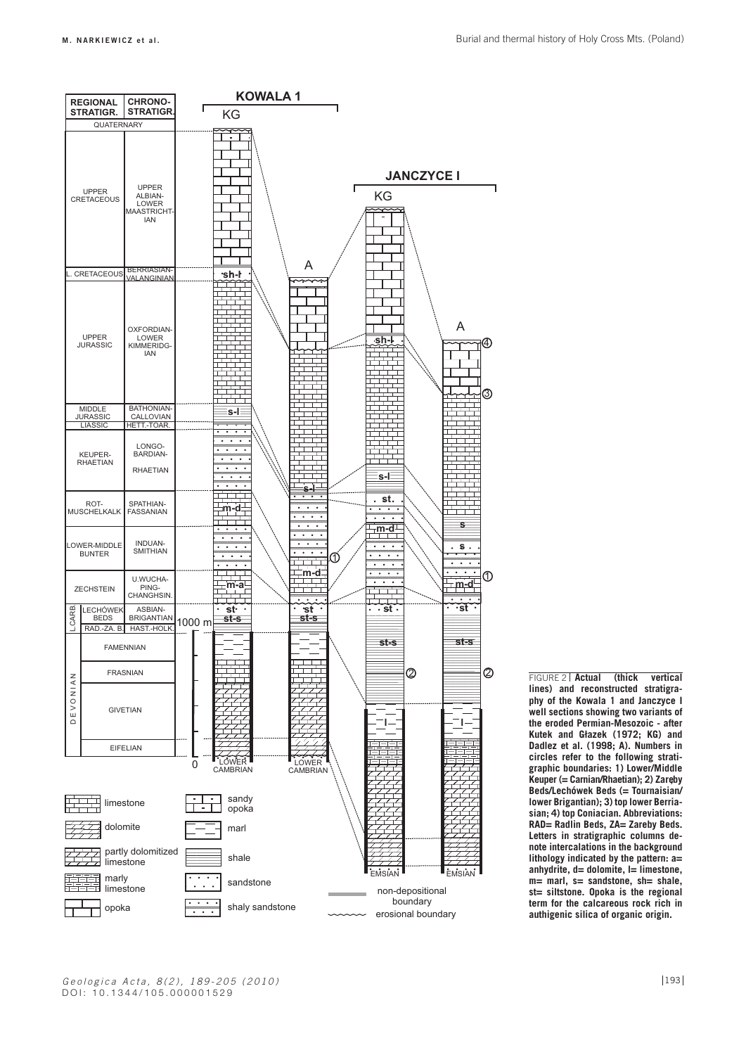FIGURE 2 | **Actual (thick vertical lines) and reconstructed stratigraphy of the Kowala 1 and Janczyce I well sections showing two variants of the eroded Permian-Mesozoic - after Kutek and Głazek (1972; KG) and Dadlez et al. (1998; A). Numbers in circles refer to the following stratigraphic boundaries: 1) Lower/Middle Keuper (= Carnian/Rhaetian); 2) Zaręby Beds/Lechówek Beds (= Tournaisian/lower Brigantian); 3) top lower Berriasian; 4) top Coniacian. Abbreviations: RAD= Radlin Beds, ZA= Zareby Beds. Letters in stratigraphic columns denote intercalations in the background lithology indicated by the pattern: a= anhydrite, d= dolomite, l= limestone, m= marl, s= sandstone, sh= shale, st= siltstone. Opoka is the regional term for the calcareous rock rich in authigenic silica of organic origin.**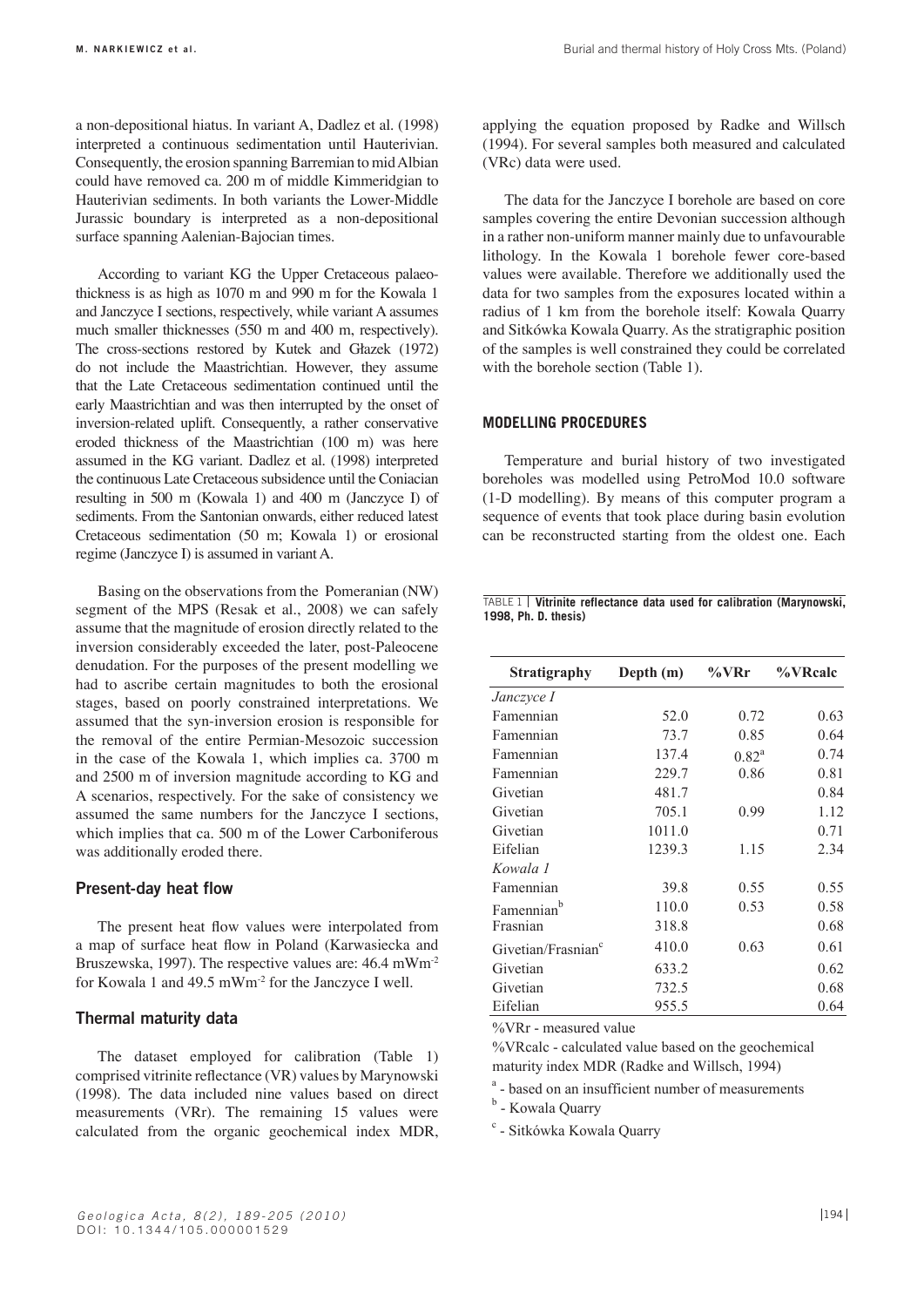a non-depositional hiatus. In variant A, Dadlez et al. (1998) interpreted a continuous sedimentation until Hauterivian. Consequently, the erosion spanning Barremian to mid Albian could have removed ca. 200 m of middle Kimmeridgian to Hauterivian sediments. In both variants the Lower-Middle Jurassic boundary is interpreted as a non-depositional surface spanning Aalenian-Bajocian times.

According to variant KG the Upper Cretaceous palaeothickness is as high as 1070 m and 990 m for the Kowala 1 and Janczyce I sections, respectively, while variant A assumes much smaller thicknesses (550 m and 400 m, respectively). The cross-sections restored by Kutek and Głazek (1972) do not include the Maastrichtian. However, they assume that the Late Cretaceous sedimentation continued until the early Maastrichtian and was then interrupted by the onset of inversion-related uplift. Consequently, a rather conservative eroded thickness of the Maastrichtian (100 m) was here assumed in the KG variant. Dadlez et al. (1998) interpreted the continuous Late Cretaceous subsidence until the Coniacian resulting in 500 m (Kowala 1) and 400 m (Janczyce I) of sediments. From the Santonian onwards, either reduced latest Cretaceous sedimentation (50 m; Kowala 1) or erosional regime (Janczyce I) is assumed in variant A.

Basing on the observations from the Pomeranian (NW) segment of the MPS (Resak et al., 2008) we can safely assume that the magnitude of erosion directly related to the inversion considerably exceeded the later, post-Paleocene denudation. For the purposes of the present modelling we had to ascribe certain magnitudes to both the erosional stages, based on poorly constrained interpretations. We assumed that the syn-inversion erosion is responsible for the removal of the entire Permian-Mesozoic succession in the case of the Kowala 1, which implies ca. 3700 m and 2500 m of inversion magnitude according to KG and A scenarios, respectively. For the sake of consistency we assumed the same numbers for the Janczyce I sections, which implies that ca. 500 m of the Lower Carboniferous was additionally eroded there.

### Present-day heat flow

The present heat flow values were interpolated from a map of surface heat flow in Poland (Karwasiecka and Bruszewska, 1997). The respective values are: 46.4 $mWm^{-2}$ for Kowala 1 and 49.5 $mWm^{-2}$ for the Janczyce I well.

### Thermal maturity data

The dataset employed for calibration (Table 1) comprised vitrinite reflectance (VR) values by Marynowski (1998). The data included nine values based on direct measurements (VRr). The remaining 15 values were calculated from the organic geochemical index MDR, applying the equation proposed by Radke and Willsch (1994). For several samples both measured and calculated (VRc) data were used.

The data for the Janczyce I borehole are based on core samples covering the entire Devonian succession although in a rather non-uniform manner mainly due to unfavourable lithology. In the Kowala 1 borehole fewer core-based values were available. Therefore we additionally used the data for two samples from the exposures located within a radius of 1 km from the borehole itself: Kowala Quarry and Sitkówka Kowala Quarry. As the stratigraphic position of the samples is well constrained they could be correlated with the borehole section (Table 1).

## MODELLING PROCEDURES

Temperature and burial history of two investigated boreholes was modelled using PetroMod 10.0 software (1-D modelling). By means of this computer program a sequence of events that took place during basin evolution can be reconstructed starting from the oldest one. Each

TABLE 1 | **Vitrinite reflectance data used for calibration (Marynowski, 1998, Ph. D. thesis)**

| Stratigraphy | Depth (m) | %VRr | %VRcalc |
|---|---|---|---|
| *Janczyce I* | | | |
| Famennian | 52.0 | 0.72 | 0.63 |
| Famennian | 73.7 | 0.85 | 0.64 |
| Famennian | 137.4 | 0.82[a] | 0.74 |
| Famennian | 229.7 | 0.86 | 0.81 |
| Givetian | 481.7 | | 0.84 |
| Givetian | 705.1 | 0.99 | 1.12 |
| Givetian | 1011.0 | | 0.71 |
| Eifelian | 1239.3 | 1.15 | 2.34 |
| *Kowala 1* | | | |
| Famennian | 39.8 | 0.55 | 0.55 |
| Famennian[b] | 110.0 | 0.53 | 0.58 |
| Frasnian | 318.8 | | 0.68 |
| Givetian/Frasnian[c] | 410.0 | 0.63 | 0.61 |
| Givetian | 633.2 | | 0.62 |
| Givetian | 732.5 | | 0.68 |
| Eifelian | 955.5 | | 0.64 |

%VRr - measured value

%VRcalc - calculated value based on the geochemical maturity index MDR (Radke and Willsch, 1994)

[a] - based on an insufficient number of measurements

[b] - Kowala Quarry

[c] - Sitkówka Kowala Quarry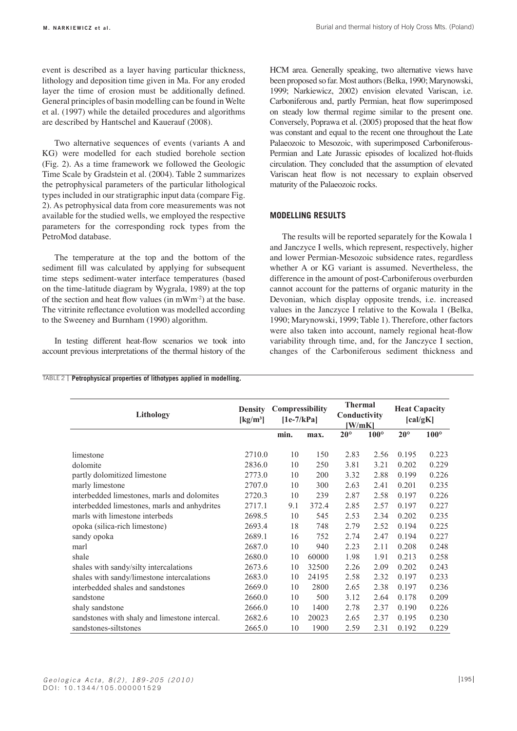event is described as a layer having particular thickness, lithology and deposition time given in Ma. For any eroded layer the time of erosion must be additionally defined. General principles of basin modelling can be found in Welte et al. (1997) while the detailed procedures and algorithms are described by Hantschel and Kauerauf (2008).

Two alternative sequences of events (variants A and KG) were modelled for each studied borehole section (Fig. 2). As a time framework we followed the Geologic Time Scale by Gradstein et al. (2004). Table 2 summarizes the petrophysical parameters of the particular lithological types included in our stratigraphic input data (compare Fig. 2). As petrophysical data from core measurements was not available for the studied wells, we employed the respective parameters for the corresponding rock types from the PetroMod database.

The temperature at the top and the bottom of the sediment fill was calculated by applying for subsequent time steps sediment-water interface temperatures (based on the time-latitude diagram by Wygrala, 1989) at the top of the section and heat flow values (in $mWm^{-2}$) at the base. The vitrinite reflectance evolution was modelled according to the Sweeney and Burnham (1990) algorithm.

In testing different heat-flow scenarios we took into account previous interpretations of the thermal history of the HCM area. Generally speaking, two alternative views have been proposed so far. Most authors (Belka, 1990; Marynowski, 1999; Narkiewicz, 2002) envision elevated Variscan, i.e. Carboniferous and, partly Permian, heat flow superimposed on steady low thermal regime similar to the present one. Conversely, Poprawa et al. (2005) proposed that the heat flow was constant and equal to the recent one throughout the Late Palaeozoic to Mesozoic, with superimposed Carboniferous-Permian and Late Jurassic episodes of localized hot-fluids circulation. They concluded that the assumption of elevated Variscan heat flow is not necessary to explain observed maturity of the Palaeozoic rocks.

## MODELLING RESULTS

The results will be reported separately for the Kowala 1 and Janczyce I wells, which represent, respectively, higher and lower Permian-Mesozoic subsidence rates, regardless whether A or KG variant is assumed. Nevertheless, the difference in the amount of post-Carboniferous overburden cannot account for the patterns of organic maturity in the Devonian, which display opposite trends, i.e. increased values in the Janczyce I relative to the Kowala 1 (Belka, 1990; Marynowski, 1999; Table 1). Therefore, other factors were also taken into account, namely regional heat-flow variability through time, and, for the Janczyce I section, changes of the Carboniferous sediment thickness and

TABLE 2 | **Petrophysical properties of lithotypes applied in modelling.**

| Lithology | Density [kg/m³] | Compressibility [1e-7/kPa] | | Thermal Conductivity [W/mK] | | Heat Capacity [cal/gK] | |
|---|---|---|---|---|---|---|---|
| | | min. | max. | 20° | 100° | 20° | 100° |
| limestone | 2710.0 | 10 | 150 | 2.83 | 2.56 | 0.195 | 0.223 |
| dolomite | 2836.0 | 10 | 250 | 3.81 | 3.21 | 0.202 | 0.229 |
| partly dolomitized limestone | 2773.0 | 10 | 200 | 3.32 | 2.88 | 0.199 | 0.226 |
| marly limestone | 2707.0 | 10 | 300 | 2.63 | 2.41 | 0.201 | 0.235 |
| interbedded limestones, marls and dolomites | 2720.3 | 10 | 239 | 2.87 | 2.58 | 0.197 | 0.226 |
| interbedded limestones, marls and anhydrites | 2717.1 | 9.1 | 372.4 | 2.85 | 2.57 | 0.197 | 0.227 |
| marls with limestone interbeds | 2698.5 | 10 | 545 | 2.53 | 2.34 | 0.202 | 0.235 |
| opoka (silica-rich limestone) | 2693.4 | 18 | 748 | 2.79 | 2.52 | 0.194 | 0.225 |
| sandy opoka | 2689.1 | 16 | 752 | 2.74 | 2.47 | 0.194 | 0.227 |
| marl | 2687.0 | 10 | 940 | 2.23 | 2.11 | 0.208 | 0.248 |
| shale | 2680.0 | 10 | 60000 | 1.98 | 1.91 | 0.213 | 0.258 |
| shales with sandy/silty intercalations | 2673.6 | 10 | 32500 | 2.26 | 2.09 | 0.202 | 0.243 |
| shales with sandy/limestone intercalations | 2683.0 | 10 | 24195 | 2.58 | 2.32 | 0.197 | 0.233 |
| interbedded shales and sandstones | 2669.0 | 10 | 2800 | 2.65 | 2.38 | 0.197 | 0.236 |
| sandstone | 2660.0 | 10 | 500 | 3.12 | 2.64 | 0.178 | 0.209 |
| shaly sandstone | 2666.0 | 10 | 1400 | 2.78 | 2.37 | 0.190 | 0.226 |
| sandstones with shaly and limestone intercal. | 2682.6 | 10 | 20023 | 2.65 | 2.37 | 0.195 | 0.230 |
| sandstones-siltstones | 2665.0 | 10 | 1900 | 2.59 | 2.31 | 0.192 | 0.229 |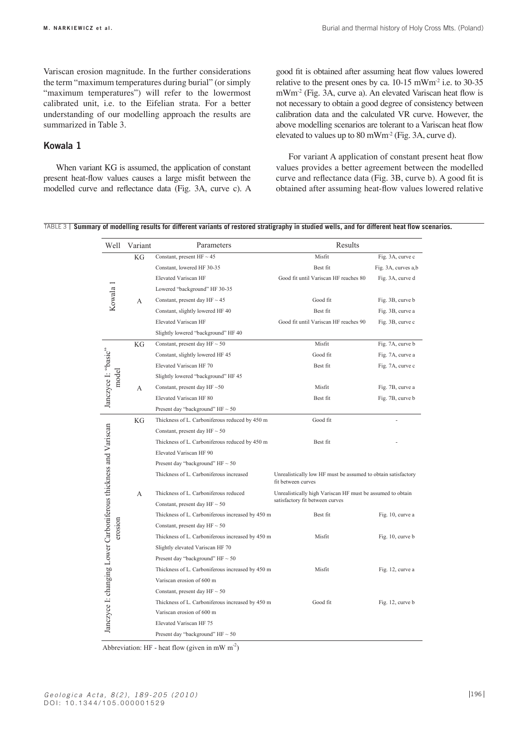Variscan erosion magnitude. In the further considerations the term "maximum temperatures during burial" (or simply "maximum temperatures") will refer to the lowermost calibrated unit, i.e. to the Eifelian strata. For a better understanding of our modelling approach the results are summarized in Table 3.

## Kowala 1

When variant KG is assumed, the application of constant present heat-flow values causes a large misfit between the modelled curve and reflectance data (Fig. 3A, curve c). A good fit is obtained after assuming heat flow values lowered relative to the present ones by ca. 10-15 $mWm^{-2}$ i.e. to 30-35 $mWm^{-2}$ (Fig. 3A, curve a). An elevated Variscan heat flow is not necessary to obtain a good degree of consistency between calibration data and the calculated VR curve. However, the above modelling scenarios are tolerant to a Variscan heat flow elevated to values up to 80 $mWm^{-2}$ (Fig. 3A, curve d).

For variant A application of constant present heat flow values provides a better agreement between the modelled curve and reflectance data (Fig. 3B, curve b). A good fit is obtained after assuming heat-flow values lowered relative

TABLE 3 | **Summary of modelling results for different variants of restored stratigraphy in studied wells, and for different heat flow scenarios.**

| Well | Variant | Parameters | Results | |
|---|---|---|---|---|
| Kowala 1 | KG | Constant, present HF ~ 45 | Misfit | Fig. 3A, curve c |
| | | Constant, lowered HF 30-35 | Best fit | Fig. 3A, curves a,b |
| | | Elevated Variscan HF | Good fit until Variscan HF reaches 80 | Fig. 3A, curve d |
| | | Lowered "background" HF 30-35 | | |
| | A | Constant, present day HF ~ 45 | Good fit | Fig. 3B, curve b |
| | | Constant, slightly lowered HF 40 | Best fit | Fig. 3B, curve a |
| | | Elevated Variscan HF | Good fit until Variscan HF reaches 90 | Fig. 3B, curve c |
| | | Slightly lowered "background" HF 40 | | |
| Janczyce I: "basic" model | KG | Constant, present day HF ~ 50 | Misfit | Fig. 7A, curve b |
| | | Constant, slightly lowered HF 45 | Good fit | Fig. 7A, curve a |
| | | Elevated Variscan HF 70 | Best fit | Fig. 7A, curve c |
| | | Slightly lowered "background" HF 45 | | |
| | A | Constant, present day HF ~50 | Misfit | Fig. 7B, curve a |
| | | Elevated Variscan HF 80 | Best fit | Fig. 7B, curve b |
| | | Present day "background" HF ~ 50 | | |
| Janczyce I: changing Lower Carboniferous thickness and Variscan erosion | KG | Thickness of L. Carboniferous reduced by 450 m | Good fit | - |
| | | Constant, present day HF ~ 50 | | |
| | | Thickness of L. Carboniferous reduced by 450 m | Best fit | - |
| | | Elevated Variscan HF 90 | | |
| | | Present day "background" HF ~ 50 | | |
| | | Thickness of L. Carboniferous increased | Unrealistically low HF must be assumed to obtain satisfactory fit between curves | |
| | A | Thickness of L. Carboniferous reduced | Unrealistically high Variscan HF must be assumed to obtain satisfactory fit between curves | |
| | | Constant, present day HF ~ 50 | | |
| | | Thickness of L. Carboniferous increased by 450 m | Best fit | Fig. 10, curve a |
| | | Constant, present day HF ~ 50 | | |
| | | Thickness of L. Carboniferous increased by 450 m | Misfit | Fig. 10, curve b |
| | | Slightly elevated Variscan HF 70 | | |
| | | Present day "background" HF ~ 50 | | |
| | | Thickness of L. Carboniferous increased by 450 m | Misfit | Fig. 12, curve a |
| | | Variscan erosion of 600 m | | |
| | | Constant, present day HF ~ 50 | | |
| | | Thickness of L. Carboniferous increased by 450 m | Good fit | Fig. 12, curve b |
| | | Variscan erosion of 600 m | | |
| | | Elevated Variscan HF 75 | | |
| | | Present day "background" HF ~ 50 | | |

Abbreviation: HF - heat flow (given in $mW\ m^{-2}$)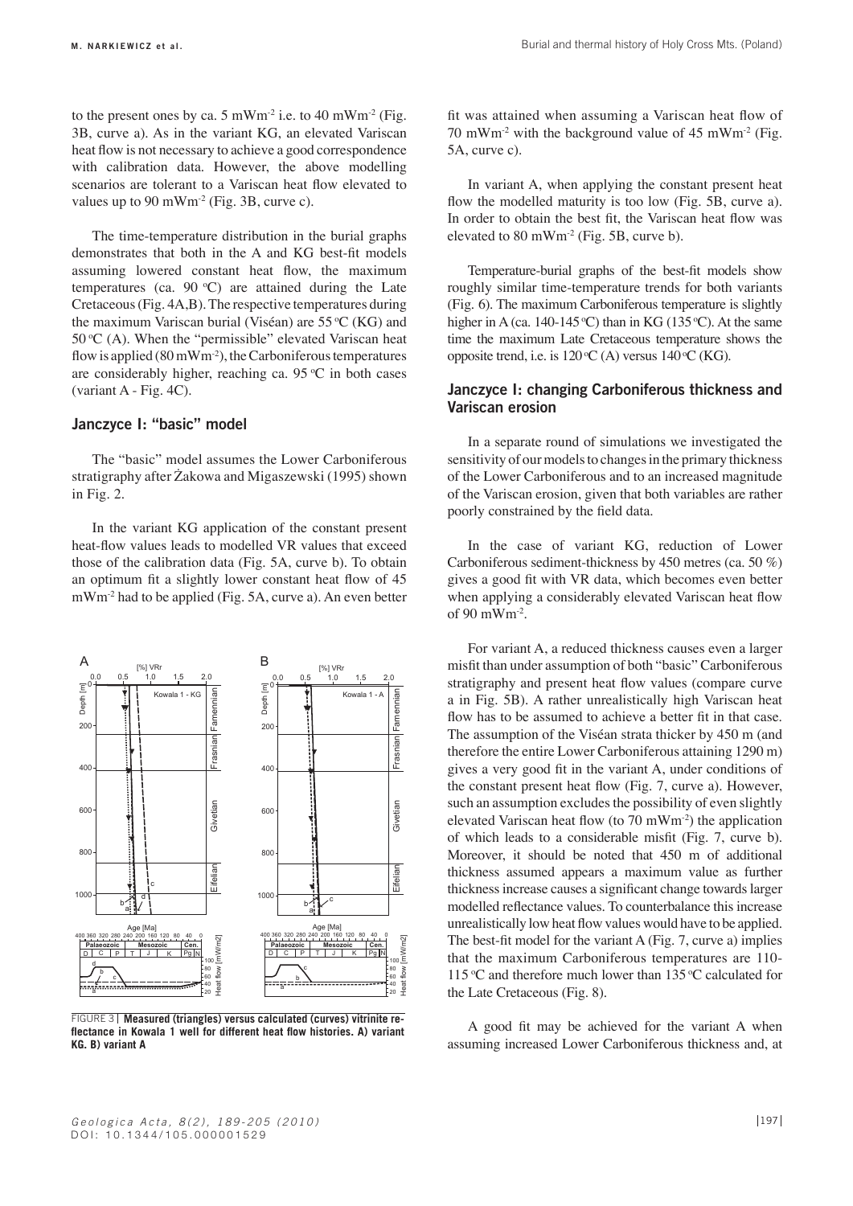to the present ones by ca. 5 $mWm^{-2}$ i.e. to 40 $mWm^{-2}$ (Fig. 3B, curve a). As in the variant KG, an elevated Variscan heat flow is not necessary to achieve a good correspondence with calibration data. However, the above modelling scenarios are tolerant to a Variscan heat flow elevated to values up to 90 $mWm^{-2}$ (Fig. 3B, curve c).

The time-temperature distribution in the burial graphs demonstrates that both in the A and KG best-fit models assuming lowered constant heat flow, the maximum temperatures (ca. 90 ºC) are attained during the Late Cretaceous (Fig. 4A,B). The respective temperatures during the maximum Variscan burial (Viséan) are 55 ºC (KG) and 50 ºC (A). When the "permissible" elevated Variscan heat flow is applied (80 $mWm^{-2}$), the Carboniferous temperatures are considerably higher, reaching ca. 95 ºC in both cases (variant A - Fig. 4C).

## Janczyce I: "basic" model

The "basic" model assumes the Lower Carboniferous stratigraphy after Żakowa and Migaszewski (1995) shown in Fig. 2.

In the variant KG application of the constant present heat-flow values leads to modelled VR values that exceed those of the calibration data (Fig. 5A, curve b). To obtain an optimum fit a slightly lower constant heat flow of 45 $mWm^{-2}$ had to be applied (Fig. 5A, curve a). An even better fit was attained when assuming a Variscan heat flow of 70 $mWm^{-2}$ with the background value of 45 $mWm^{-2}$ (Fig. 5A, curve c).

In variant A, when applying the constant present heat flow the modelled maturity is too low (Fig. 5B, curve a). In order to obtain the best fit, the Variscan heat flow was elevated to 80 $mWm^{-2}$ (Fig. 5B, curve b).

Temperature-burial graphs of the best-fit models show roughly similar time-temperature trends for both variants (Fig. 6). The maximum Carboniferous temperature is slightly higher in A (ca. 140-145 ºC) than in KG (135 ºC). At the same time the maximum Late Cretaceous temperature shows the opposite trend, i.e. is 120 ºC (A) versus 140 ºC (KG).

FIGURE 3 | **Measured (triangles) versus calculated (curves) vitrinite reflectance in Kowala 1 well for different heat flow histories. A) variant KG. B) variant A**

## Janczyce I: changing Carboniferous thickness and Variscan erosion

In a separate round of simulations we investigated the sensitivity of our models to changes in the primary thickness of the Lower Carboniferous and to an increased magnitude of the Variscan erosion, given that both variables are rather poorly constrained by the field data.

In the case of variant KG, reduction of Lower Carboniferous sediment-thickness by 450 metres (ca. 50 %) gives a good fit with VR data, which becomes even better when applying a considerably elevated Variscan heat flow of 90 $mWm^{-2}$.

For variant A, a reduced thickness causes even a larger misfit than under assumption of both "basic" Carboniferous stratigraphy and present heat flow values (compare curve a in Fig. 5B). A rather unrealistically high Variscan heat flow has to be assumed to achieve a better fit in that case. The assumption of the Viséan strata thicker by 450 m (and therefore the entire Lower Carboniferous attaining 1290 m) gives a very good fit in the variant A, under conditions of the constant present heat flow (Fig. 7, curve a). However, such an assumption excludes the possibility of even slightly elevated Variscan heat flow (to 70 $mWm^{-2}$) the application of which leads to a considerable misfit (Fig. 7, curve b). Moreover, it should be noted that 450 m of additional thickness assumed appears a maximum value as further thickness increase causes a significant change towards larger modelled reflectance values. To counterbalance this increase unrealistically low heat flow values would have to be applied. The best-fit model for the variant A (Fig. 7, curve a) implies that the maximum Carboniferous temperatures are 110-115 ºC and therefore much lower than 135 ºC calculated for the Late Cretaceous (Fig. 8).

A good fit may be achieved for the variant A when assuming increased Lower Carboniferous thickness and, at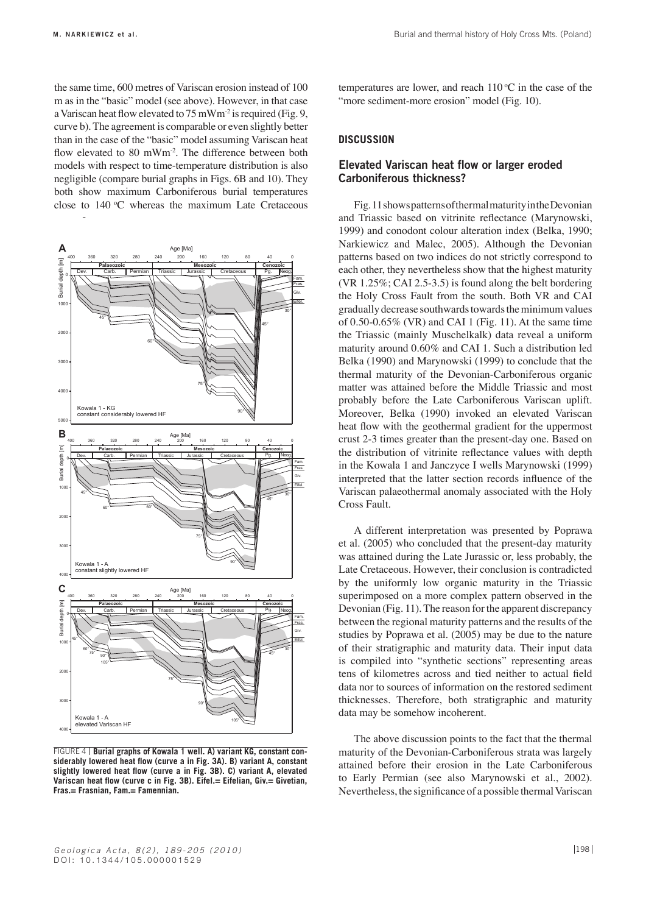the same time, 600 metres of Variscan erosion instead of 100 m as in the "basic" model (see above). However, in that case a Variscan heat flow elevated to 75 mWm$^{-2}$ is required (Fig. 9, curve b). The agreement is comparable or even slightly better than in the case of the "basic" model assuming Variscan heat flow elevated to 80 mWm$^{-2}$. The difference between both models with respect to time-temperature distribution is also negligible (compare burial graphs in Figs. 6B and 10). They both show maximum Carboniferous burial temperatures close to 140 ºC whereas the maximum Late Cretaceous temperatures are lower, and reach 110 ºC in the case of the "more sediment-more erosion" model (Fig. 10).

FIGURE 4 | **Burial graphs of Kowala 1 well. A) variant KG, constant considerably lowered heat flow (curve a in Fig. 3A). B) variant A, constant slightly lowered heat flow (curve a in Fig. 3B). C) variant A, elevated Variscan heat flow (curve c in Fig. 3B). Eifel.= Eifelian, Giv.= Givetian, Fras.= Frasnian, Fam.= Famennian.**

## DISCUSSION

### Elevated Variscan heat flow or larger eroded Carboniferous thickness?

Fig. 11 shows patterns of thermal maturity in the Devonian and Triassic based on vitrinite reflectance (Marynowski, 1999) and conodont colour alteration index (Belka, 1990; Narkiewicz and Malec, 2005). Although the Devonian patterns based on two indices do not strictly correspond to each other, they nevertheless show that the highest maturity (VR 1.25%; CAI 2.5-3.5) is found along the belt bordering the Holy Cross Fault from the south. Both VR and CAI gradually decrease southwards towards the minimum values of 0.50-0.65% (VR) and CAI 1 (Fig. 11). At the same time the Triassic (mainly Muschelkalk) data reveal a uniform maturity around 0.60% and CAI 1. Such a distribution led Belka (1990) and Marynowski (1999) to conclude that the thermal maturity of the Devonian-Carboniferous organic matter was attained before the Middle Triassic and most probably before the Late Carboniferous Variscan uplift. Moreover, Belka (1990) invoked an elevated Variscan heat flow with the geothermal gradient for the uppermost crust 2-3 times greater than the present-day one. Based on the distribution of vitrinite reflectance values with depth in the Kowala 1 and Janczyce I wells Marynowski (1999) interpreted that the latter section records influence of the Variscan palaeothermal anomaly associated with the Holy Cross Fault.

A different interpretation was presented by Poprawa et al. (2005) who concluded that the present-day maturity was attained during the Late Jurassic or, less probably, the Late Cretaceous. However, their conclusion is contradicted by the uniformly low organic maturity in the Triassic superimposed on a more complex pattern observed in the Devonian (Fig. 11). The reason for the apparent discrepancy between the regional maturity patterns and the results of the studies by Poprawa et al. (2005) may be due to the nature of their stratigraphic and maturity data. Their input data is compiled into "synthetic sections" representing areas tens of kilometres across and tied neither to actual field data nor to sources of information on the restored sediment thicknesses. Therefore, both stratigraphic and maturity data may be somehow incoherent.

The above discussion points to the fact that the thermal maturity of the Devonian-Carboniferous strata was largely attained before their erosion in the Late Carboniferous to Early Permian (see also Marynowski et al., 2002). Nevertheless, the significance of a possible thermal Variscan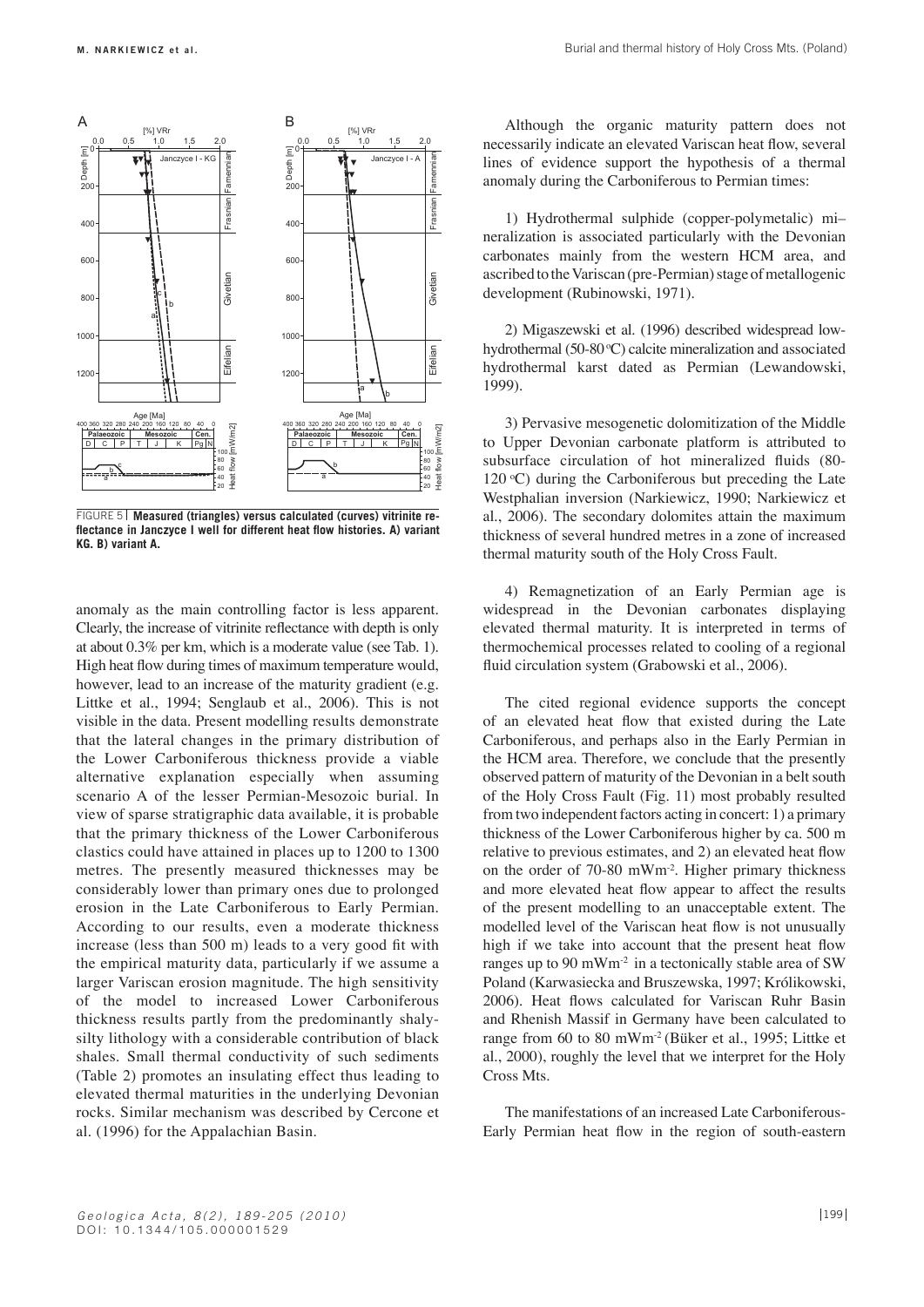FIGURE 5 | **Measured (triangles) versus calculated (curves) vitrinite reflectance in Janczyce I well for different heat flow histories. A) variant KG. B) variant A.**

anomaly as the main controlling factor is less apparent. Clearly, the increase of vitrinite reflectance with depth is only at about 0.3% per km, which is a moderate value (see Tab. 1). High heat flow during times of maximum temperature would, however, lead to an increase of the maturity gradient (e.g. Littke et al., 1994; Senglaub et al., 2006). This is not visible in the data. Present modelling results demonstrate that the lateral changes in the primary distribution of the Lower Carboniferous thickness provide a viable alternative explanation especially when assuming scenario A of the lesser Permian-Mesozoic burial. In view of sparse stratigraphic data available, it is probable that the primary thickness of the Lower Carboniferous clastics could have attained in places up to 1200 to 1300 metres. The presently measured thicknesses may be considerably lower than primary ones due to prolonged erosion in the Late Carboniferous to Early Permian. According to our results, even a moderate thickness increase (less than 500 m) leads to a very good fit with the empirical maturity data, particularly if we assume a larger Variscan erosion magnitude. The high sensitivity of the model to increased Lower Carboniferous thickness results partly from the predominantly shaly-silty lithology with a considerable contribution of black shales. Small thermal conductivity of such sediments (Table 2) promotes an insulating effect thus leading to elevated thermal maturities in the underlying Devonian rocks. Similar mechanism was described by Cercone et al. (1996) for the Appalachian Basin.

Although the organic maturity pattern does not necessarily indicate an elevated Variscan heat flow, several lines of evidence support the hypothesis of a thermal anomaly during the Carboniferous to Permian times:

1) Hydrothermal sulphide (copper-polymetalic) mineralization is associated particularly with the Devonian carbonates mainly from the western HCM area, and ascribed to the Variscan (pre-Permian) stage of metallogenic development (Rubinowski, 1971).

2) Migaszewski et al. (1996) described widespread low-hydrothermal (50-80 ºC) calcite mineralization and associated hydrothermal karst dated as Permian (Lewandowski, 1999).

3) Pervasive mesogenetic dolomitization of the Middle to Upper Devonian carbonate platform is attributed to subsurface circulation of hot mineralized fluids (80-120 ºC) during the Carboniferous but preceding the Late Westphalian inversion (Narkiewicz, 1990; Narkiewicz et al., 2006). The secondary dolomites attain the maximum thickness of several hundred metres in a zone of increased thermal maturity south of the Holy Cross Fault.

4) Remagnetization of an Early Permian age is widespread in the Devonian carbonates displaying elevated thermal maturity. It is interpreted in terms of thermochemical processes related to cooling of a regional fluid circulation system (Grabowski et al., 2006).

The cited regional evidence supports the concept of an elevated heat flow that existed during the Late Carboniferous, and perhaps also in the Early Permian in the HCM area. Therefore, we conclude that the presently observed pattern of maturity of the Devonian in a belt south of the Holy Cross Fault (Fig. 11) most probably resulted from two independent factors acting in concert: 1) a primary thickness of the Lower Carboniferous higher by ca. 500 m relative to previous estimates, and 2) an elevated heat flow on the order of 70-80 mWm$^{-2}$. Higher primary thickness and more elevated heat flow appear to affect the results of the present modelling to an unacceptable extent. The modelled level of the Variscan heat flow is not unusually high if we take into account that the present heat flow ranges up to 90 mWm$^{-2}$ in a tectonically stable area of SW Poland (Karwasiecka and Bruszewska, 1997; Królikowski, 2006). Heat flows calculated for Variscan Ruhr Basin and Rhenish Massif in Germany have been calculated to range from 60 to 80 mWm$^{-2}$ (Büker et al., 1995; Littke et al., 2000), roughly the level that we interpret for the Holy Cross Mts.

The manifestations of an increased Late Carboniferous-Early Permian heat flow in the region of south-eastern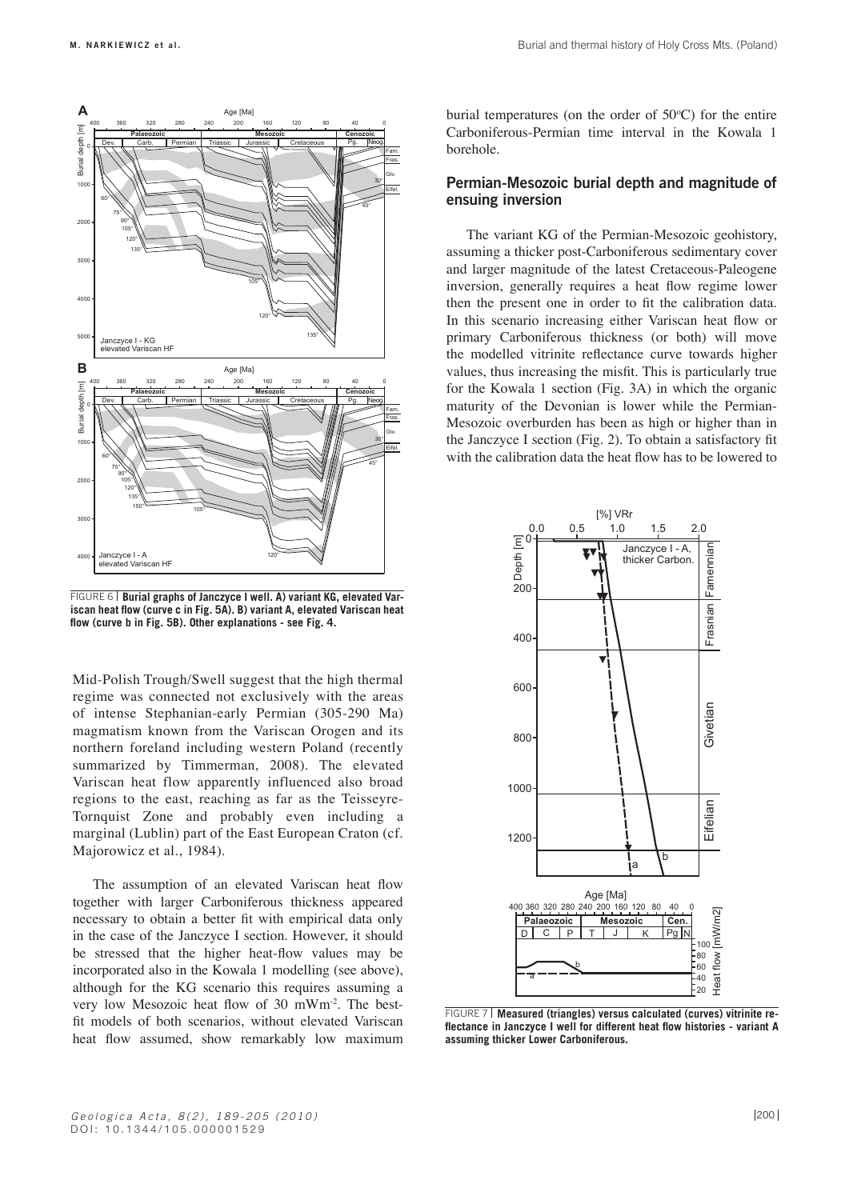FIGURE 6 | **Burial graphs of Janczyce I well. A) variant KG, elevated Variscan heat flow (curve c in Fig. 5A). B) variant A, elevated Variscan heat flow (curve b in Fig. 5B). Other explanations - see Fig. 4.**

Mid-Polish Trough/Swell suggest that the high thermal regime was connected not exclusively with the areas of intense Stephanian-early Permian (305-290 Ma) magmatism known from the Variscan Orogen and its northern foreland including western Poland (recently summarized by Timmerman, 2008). The elevated Variscan heat flow apparently influenced also broad regions to the east, reaching as far as the Teisseyre-Tornquist Zone and probably even including a marginal (Lublin) part of the East European Craton (cf. Majorowicz et al., 1984).

The assumption of an elevated Variscan heat flow together with larger Carboniferous thickness appeared necessary to obtain a better fit with empirical data only in the case of the Janczyce I section. However, it should be stressed that the higher heat-flow values may be incorporated also in the Kowala 1 modelling (see above), although for the KG scenario this requires assuming a very low Mesozoic heat flow of 30 $mWm^{-2}$. The best-fit models of both scenarios, without elevated Variscan heat flow assumed, show remarkably low maximum burial temperatures (on the order of 50°C) for the entire Carboniferous-Permian time interval in the Kowala 1 borehole.

## Permian-Mesozoic burial depth and magnitude of ensuing inversion

The variant KG of the Permian-Mesozoic geohistory, assuming a thicker post-Carboniferous sedimentary cover and larger magnitude of the latest Cretaceous-Paleogene inversion, generally requires a heat flow regime lower then the present one in order to fit the calibration data. In this scenario increasing either Variscan heat flow or primary Carboniferous thickness (or both) will move the modelled vitrinite reflectance curve towards higher values, thus increasing the misfit. This is particularly true for the Kowala 1 section (Fig. 3A) in which the organic maturity of the Devonian is lower while the Permian-Mesozoic overburden has been as high or higher than in the Janczyce I section (Fig. 2). To obtain a satisfactory fit with the calibration data the heat flow has to be lowered to

FIGURE 7 | **Measured (triangles) versus calculated (curves) vitrinite reflectance in Janczyce I well for different heat flow histories - variant A assuming thicker Lower Carboniferous.**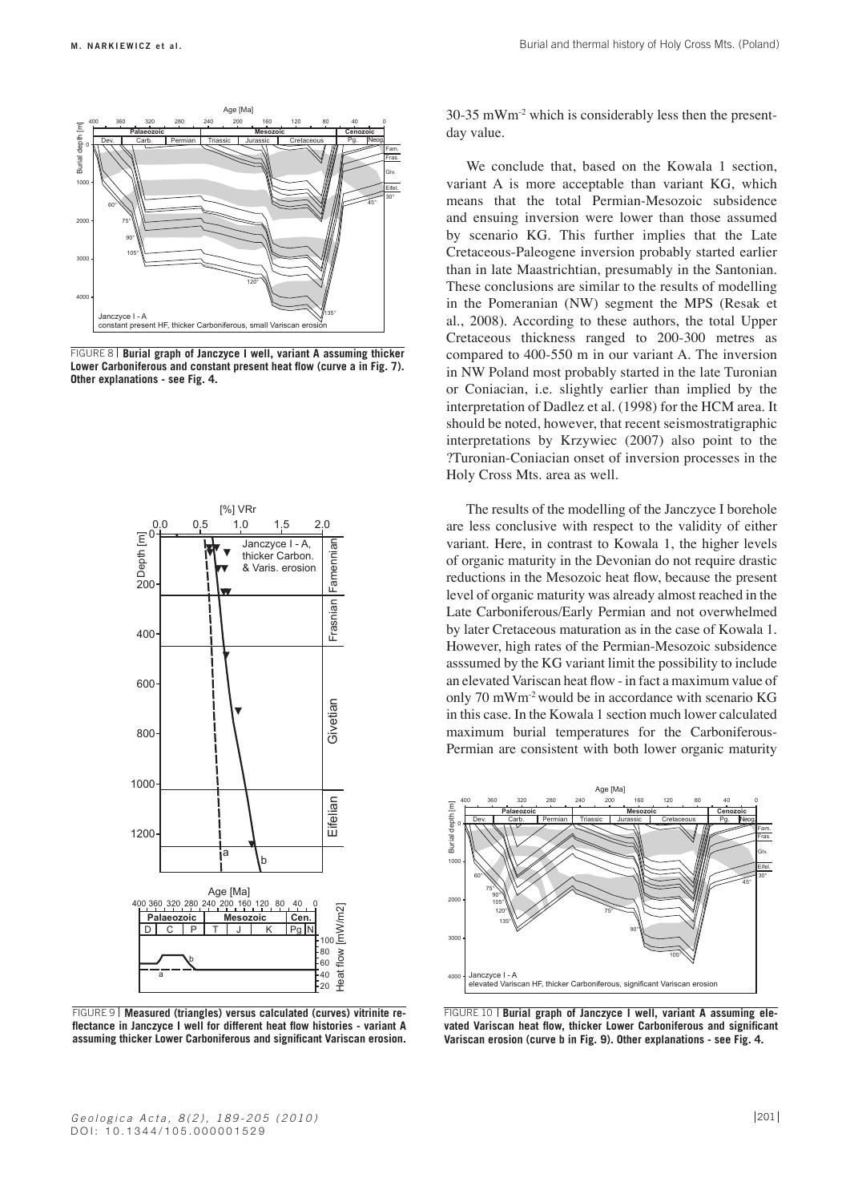FIGURE 8 | **Burial graph of Janczyce I well, variant A assuming thicker Lower Carboniferous and constant present heat flow (curve a in Fig. 7). Other explanations - see Fig. 4.**

FIGURE 9 | **Measured (triangles) versus calculated (curves) vitrinite reflectance in Janczyce I well for different heat flow histories - variant A assuming thicker Lower Carboniferous and significant Variscan erosion.**

30-35 $mWm^{-2}$ which is considerably less then the present-day value.

We conclude that, based on the Kowala 1 section, variant A is more acceptable than variant KG, which means that the total Permian-Mesozoic subsidence and ensuing inversion were lower than those assumed by scenario KG. This further implies that the Late Cretaceous-Paleogene inversion probably started earlier than in late Maastrichtian, presumably in the Santonian. These conclusions are similar to the results of modelling in the Pomeranian (NW) segment the MPS (Resak et al., 2008). According to these authors, the total Upper Cretaceous thickness ranged to 200-300 metres as compared to 400-550 m in our variant A. The inversion in NW Poland most probably started in the late Turonian or Coniacian, i.e. slightly earlier than implied by the interpretation of Dadlez et al. (1998) for the HCM area. It should be noted, however, that recent seismostratigraphic interpretations by Krzywiec (2007) also point to the ?Turonian-Coniacian onset of inversion processes in the Holy Cross Mts. area as well.

The results of the modelling of the Janczyce I borehole are less conclusive with respect to the validity of either variant. Here, in contrast to Kowala 1, the higher levels of organic maturity in the Devonian do not require drastic reductions in the Mesozoic heat flow, because the present level of organic maturity was already almost reached in the Late Carboniferous/Early Permian and not overwhelmed by later Cretaceous maturation as in the case of Kowala 1. However, high rates of the Permian-Mesozoic subsidence asssumed by the KG variant limit the possibility to include an elevated Variscan heat flow - in fact a maximum value of only 70 $mWm^{-2}$ would be in accordance with scenario KG in this case. In the Kowala 1 section much lower calculated maximum burial temperatures for the Carboniferous-Permian are consistent with both lower organic maturity

FIGURE 10 | **Burial graph of Janczyce I well, variant A assuming elevated Variscan heat flow, thicker Lower Carboniferous and significant Variscan erosion (curve b in Fig. 9). Other explanations - see Fig. 4.**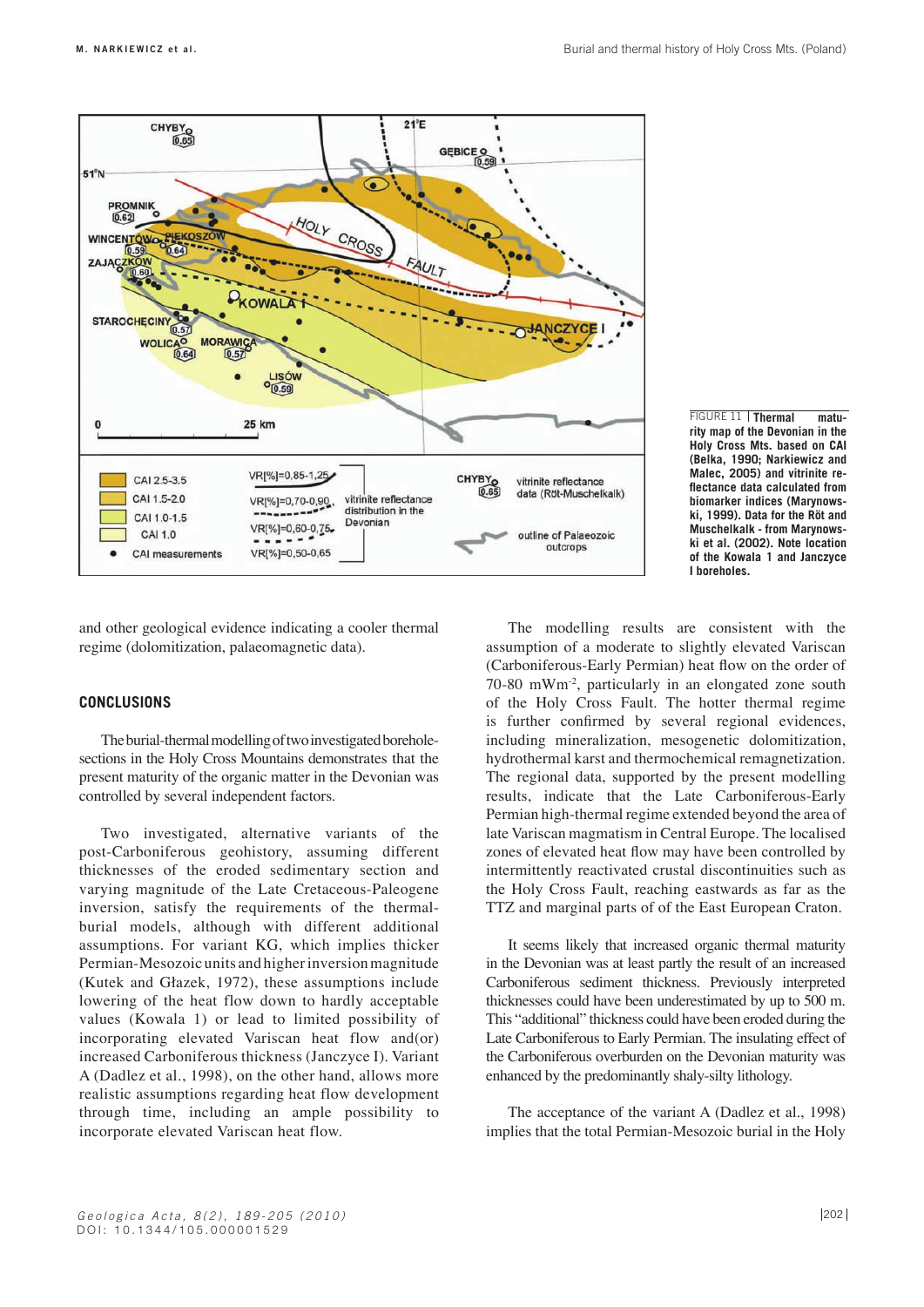FIGURE 11 | **Thermal maturity map of the Devonian in the Holy Cross Mts. based on CAI (Belka, 1990; Narkiewicz and Malec, 2005) and vitrinite reflectance data calculated from biomarker indices (Marynowski, 1999). Data for the Röt and Muschelkalk - from Marynowski et al. (2002). Note location of the Kowala 1 and Janczyce I boreholes.**

and other geological evidence indicating a cooler thermal regime (dolomitization, palaeomagnetic data).

## CONCLUSIONS

The burial-thermal modelling of two investigated borehole-sections in the Holy Cross Mountains demonstrates that the present maturity of the organic matter in the Devonian was controlled by several independent factors.

Two investigated, alternative variants of the post-Carboniferous geohistory, assuming different thicknesses of the eroded sedimentary section and varying magnitude of the Late Cretaceous-Paleogene inversion, satisfy the requirements of the thermal-burial models, although with different additional assumptions. For variant KG, which implies thicker Permian-Mesozoic units and higher inversion magnitude (Kutek and Głazek, 1972), these assumptions include lowering of the heat flow down to hardly acceptable values (Kowala 1) or lead to limited possibility of incorporating elevated Variscan heat flow and(or) increased Carboniferous thickness (Janczyce I). Variant A (Dadlez et al., 1998), on the other hand, allows more realistic assumptions regarding heat flow development through time, including an ample possibility to incorporate elevated Variscan heat flow.

The modelling results are consistent with the assumption of a moderate to slightly elevated Variscan (Carboniferous-Early Permian) heat flow on the order of 70-80 $mWm^{-2}$, particularly in an elongated zone south of the Holy Cross Fault. The hotter thermal regime is further confirmed by several regional evidences, including mineralization, mesogenetic dolomitization, hydrothermal karst and thermochemical remagnetization. The regional data, supported by the present modelling results, indicate that the Late Carboniferous-Early Permian high-thermal regime extended beyond the area of late Variscan magmatism in Central Europe. The localised zones of elevated heat flow may have been controlled by intermittently reactivated crustal discontinuities such as the Holy Cross Fault, reaching eastwards as far as the TTZ and marginal parts of of the East European Craton.

It seems likely that increased organic thermal maturity in the Devonian was at least partly the result of an increased Carboniferous sediment thickness. Previously interpreted thicknesses could have been underestimated by up to 500 m. This "additional" thickness could have been eroded during the Late Carboniferous to Early Permian. The insulating effect of the Carboniferous overburden on the Devonian maturity was enhanced by the predominantly shaly-silty lithology.

The acceptance of the variant A (Dadlez et al., 1998) implies that the total Permian-Mesozoic burial in the Holy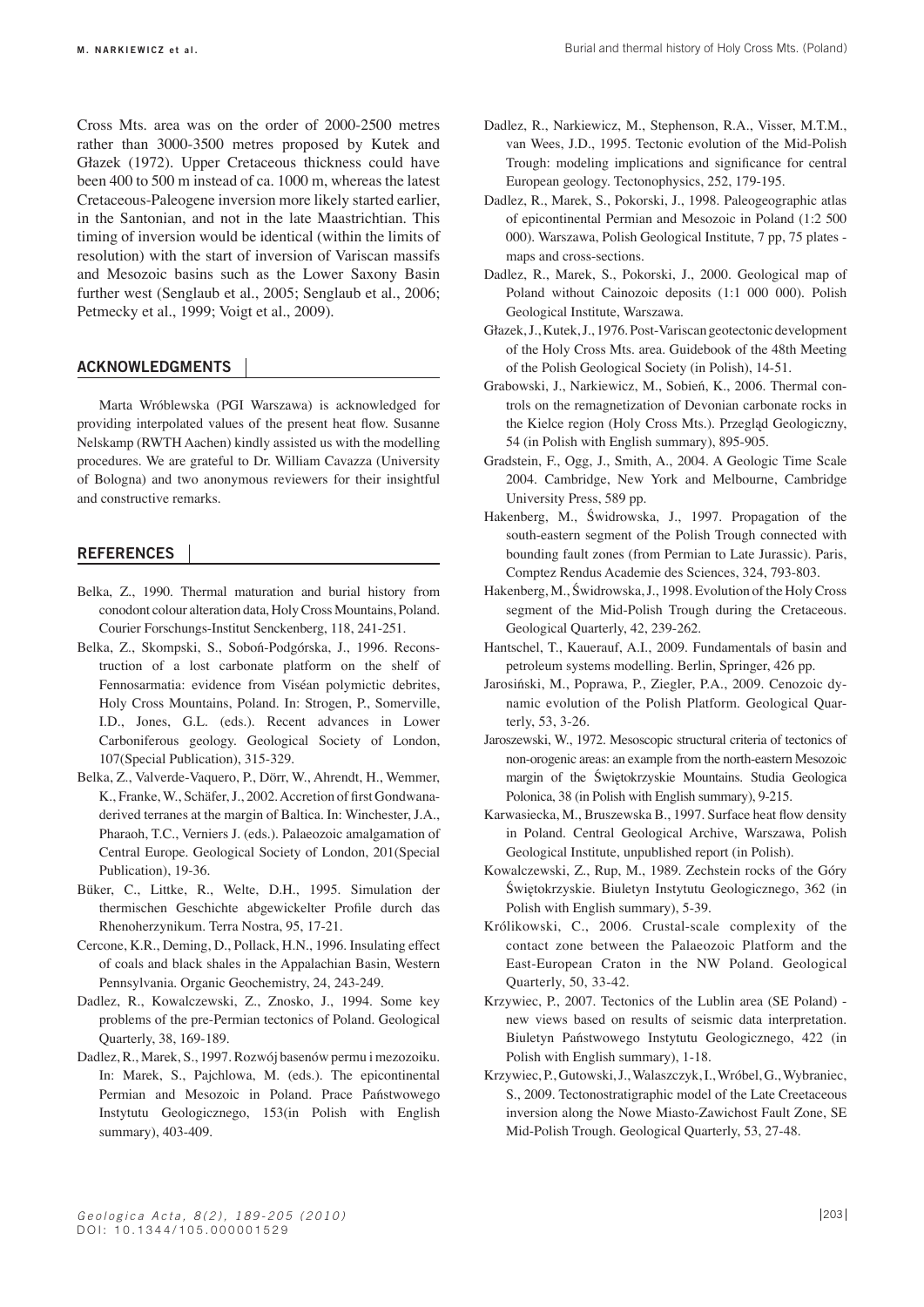Cross Mts. area was on the order of 2000-2500 metres rather than 3000-3500 metres proposed by Kutek and Głazek (1972). Upper Cretaceous thickness could have been 400 to 500 m instead of ca. 1000 m, whereas the latest Cretaceous-Paleogene inversion more likely started earlier, in the Santonian, and not in the late Maastrichtian. This timing of inversion would be identical (within the limits of resolution) with the start of inversion of Variscan massifs and Mesozoic basins such as the Lower Saxony Basin further west (Senglaub et al., 2005; Senglaub et al., 2006; Petmecky et al., 1999; Voigt et al., 2009).

## ACKNOWLEDGMENTS

Marta Wróblewska (PGI Warszawa) is acknowledged for providing interpolated values of the present heat flow. Susanne Nelskamp (RWTH Aachen) kindly assisted us with the modelling procedures. We are grateful to Dr. William Cavazza (University of Bologna) and two anonymous reviewers for their insightful and constructive remarks.

## REFERENCES

Belka, Z., 1990. Thermal maturation and burial history from conodont colour alteration data, Holy Cross Mountains, Poland. Courier Forschungs-Institut Senckenberg, 118, 241-251.

Belka, Z., Skompski, S., Soboń-Podgórska, J., 1996. Reconstruction of a lost carbonate platform on the shelf of Fennosarmatia: evidence from Viséan polymictic debrites, Holy Cross Mountains, Poland. In: Strogen, P., Somerville, I.D., Jones, G.L. (eds.). Recent advances in Lower Carboniferous geology. Geological Society of London, 107(Special Publication), 315-329.

Belka, Z., Valverde-Vaquero, P., Dörr, W., Ahrendt, H., Wemmer, K., Franke, W., Schäfer, J., 2002. Accretion of first Gondwana-derived terranes at the margin of Baltica. In: Winchester, J.A., Pharaoh, T.C., Verniers J. (eds.). Palaeozoic amalgamation of Central Europe. Geological Society of London, 201(Special Publication), 19-36.

Büker, C., Littke, R., Welte, D.H., 1995. Simulation der thermischen Geschichte abgewickelter Profile durch das Rhenoherzynikum. Terra Nostra, 95, 17-21.

Cercone, K.R., Deming, D., Pollack, H.N., 1996. Insulating effect of coals and black shales in the Appalachian Basin, Western Pennsylvania. Organic Geochemistry, 24, 243-249.

Dadlez, R., Kowalczewski, Z., Znosko, J., 1994. Some key problems of the pre-Permian tectonics of Poland. Geological Quarterly, 38, 169-189.

Dadlez, R., Marek, S., 1997. Rozwój basenów permu i mezozoiku. In: Marek, S., Pajchlowa, M. (eds.). The epicontinental Permian and Mesozoic in Poland. Prace Państwowego Instytutu Geologicznego, 153(in Polish with English summary), 403-409.

Dadlez, R., Narkiewicz, M., Stephenson, R.A., Visser, M.T.M., van Wees, J.D., 1995. Tectonic evolution of the Mid-Polish Trough: modeling implications and significance for central European geology. Tectonophysics, 252, 179-195.

Dadlez, R., Marek, S., Pokorski, J., 1998. Paleogeographic atlas of epicontinental Permian and Mesozoic in Poland (1:2 500 000). Warszawa, Polish Geological Institute, 7 pp, 75 plates - maps and cross-sections.

Dadlez, R., Marek, S., Pokorski, J., 2000. Geological map of Poland without Cainozoic deposits (1:1 000 000). Polish Geological Institute, Warszawa.

Głazek, J., Kutek, J., 1976. Post-Variscan geotectonic development of the Holy Cross Mts. area. Guidebook of the 48th Meeting of the Polish Geological Society (in Polish), 14-51.

Grabowski, J., Narkiewicz, M., Sobień, K., 2006. Thermal controls on the remagnetization of Devonian carbonate rocks in the Kielce region (Holy Cross Mts.). Przegląd Geologiczny, 54 (in Polish with English summary), 895-905.

Gradstein, F., Ogg, J., Smith, A., 2004. A Geologic Time Scale 2004. Cambridge, New York and Melbourne, Cambridge University Press, 589 pp.

Hakenberg, M., Świdrowska, J., 1997. Propagation of the south-eastern segment of the Polish Trough connected with bounding fault zones (from Permian to Late Jurassic). Paris, Comptez Rendus Academie des Sciences, 324, 793-803.

Hakenberg, M., Świdrowska, J., 1998. Evolution of the Holy Cross segment of the Mid-Polish Trough during the Cretaceous. Geological Quarterly, 42, 239-262.

Hantschel, T., Kauerauf, A.I., 2009. Fundamentals of basin and petroleum systems modelling. Berlin, Springer, 426 pp.

Jarosiński, M., Poprawa, P., Ziegler, P.A., 2009. Cenozoic dynamic evolution of the Polish Platform. Geological Quarterly, 53, 3-26.

Jaroszewski, W., 1972. Mesoscopic structural criteria of tectonics of non-orogenic areas: an example from the north-eastern Mesozoic margin of the Świętokrzyskie Mountains. Studia Geologica Polonica, 38 (in Polish with English summary), 9-215.

Karwasiecka, M., Bruszewska B., 1997. Surface heat flow density in Poland. Central Geological Archive, Warszawa, Polish Geological Institute, unpublished report (in Polish).

Kowalczewski, Z., Rup, M., 1989. Zechstein rocks of the Góry Świętokrzyskie. Biuletyn Instytutu Geologicznego, 362 (in Polish with English summary), 5-39.

Królikowski, C., 2006. Crustal-scale complexity of the contact zone between the Palaeozoic Platform and the East-European Craton in the NW Poland. Geological Quarterly, 50, 33-42.

Krzywiec, P., 2007. Tectonics of the Lublin area (SE Poland) - new views based on results of seismic data interpretation. Biuletyn Państwowego Instytutu Geologicznego, 422 (in Polish with English summary), 1-18.

Krzywiec, P., Gutowski, J., Walaszczyk, I., Wróbel, G., Wybraniec, S., 2009. Tectonostratigraphic model of the Late Creetaceous inversion along the Nowe Miasto-Zawichost Fault Zone, SE Mid-Polish Trough. Geological Quarterly, 53, 27-48.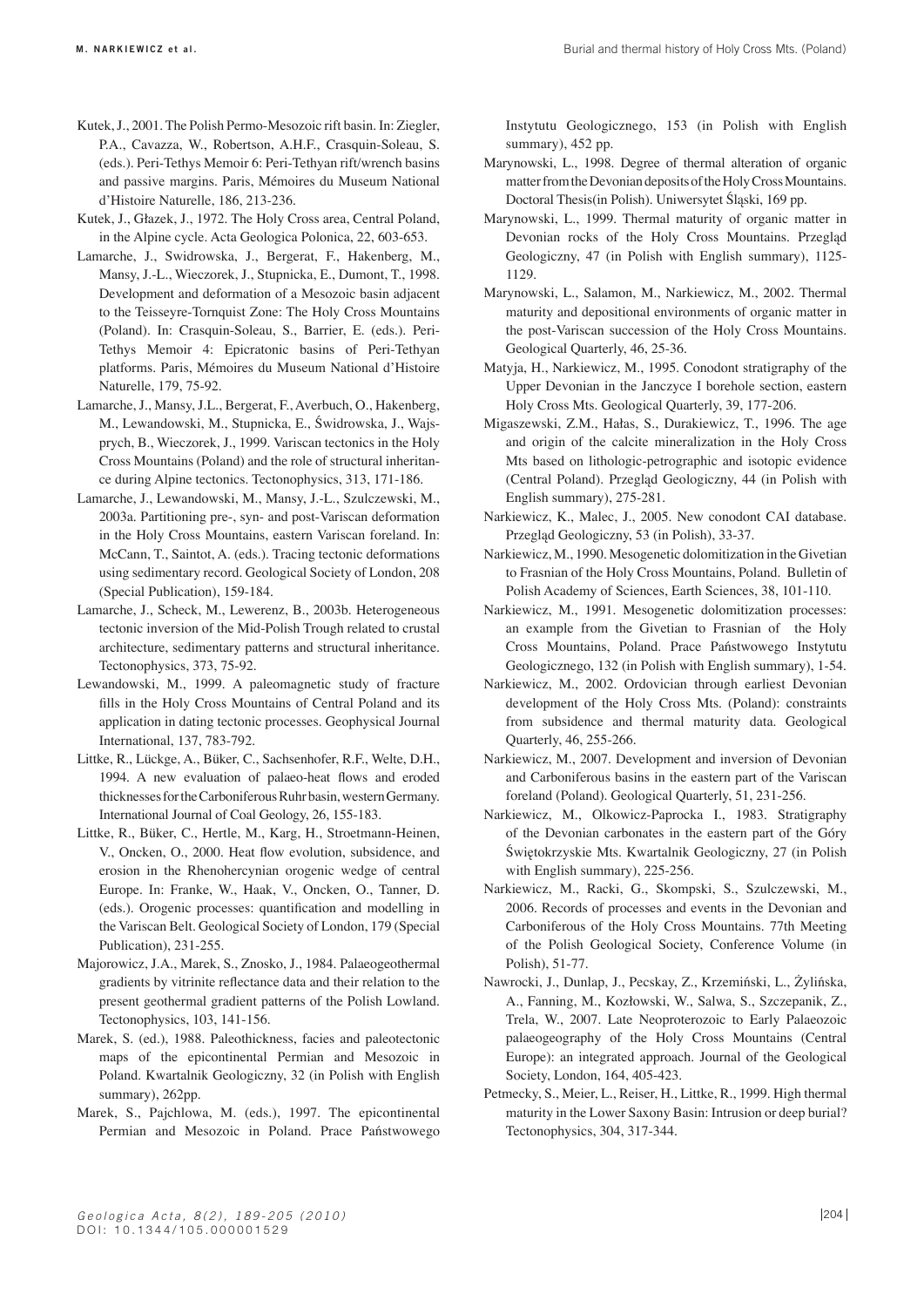Kutek, J., 2001. The Polish Permo-Mesozoic rift basin. In: Ziegler, P.A., Cavazza, W., Robertson, A.H.F., Crasquin-Soleau, S. (eds.). Peri-Tethys Memoir 6: Peri-Tethyan rift/wrench basins and passive margins. Paris, Mémoires du Museum National d'Histoire Naturelle, 186, 213-236.

Kutek, J., Głazek, J., 1972. The Holy Cross area, Central Poland, in the Alpine cycle. Acta Geologica Polonica, 22, 603-653.

Lamarche, J., Swidrowska, J., Bergerat, F., Hakenberg, M., Mansy, J.-L., Wieczorek, J., Stupnicka, E., Dumont, T., 1998. Development and deformation of a Mesozoic basin adjacent to the Teisseyre-Tornquist Zone: The Holy Cross Mountains (Poland). In: Crasquin-Soleau, S., Barrier, E. (eds.). Peri-Tethys Memoir 4: Epicratonic basins of Peri-Tethyan platforms. Paris, Mémoires du Museum National d'Histoire Naturelle, 179, 75-92.

Lamarche, J., Mansy, J.L., Bergerat, F., Averbuch, O., Hakenberg, M., Lewandowski, M., Stupnicka, E., Świdrowska, J., Wajsprych, B., Wieczorek, J., 1999. Variscan tectonics in the Holy Cross Mountains (Poland) and the role of structural inheritance during Alpine tectonics. Tectonophysics, 313, 171-186.

Lamarche, J., Lewandowski, M., Mansy, J.-L., Szulczewski, M., 2003a. Partitioning pre-, syn- and post-Variscan deformation in the Holy Cross Mountains, eastern Variscan foreland. In: McCann, T., Saintot, A. (eds.). Tracing tectonic deformations using sedimentary record. Geological Society of London, 208 (Special Publication), 159-184.

Lamarche, J., Scheck, M., Lewerenz, B., 2003b. Heterogeneous tectonic inversion of the Mid-Polish Trough related to crustal architecture, sedimentary patterns and structural inheritance. Tectonophysics, 373, 75-92.

Lewandowski, M., 1999. A paleomagnetic study of fracture fills in the Holy Cross Mountains of Central Poland and its application in dating tectonic processes. Geophysical Journal International, 137, 783-792.

Littke, R., Lückge, A., Büker, C., Sachsenhofer, R.F., Welte, D.H., 1994. A new evaluation of palaeo-heat flows and eroded thicknesses for the Carboniferous Ruhr basin, western Germany. International Journal of Coal Geology, 26, 155-183.

Littke, R., Büker, C., Hertle, M., Karg, H., Stroetmann-Heinen, V., Oncken, O., 2000. Heat flow evolution, subsidence, and erosion in the Rhenohercynian orogenic wedge of central Europe. In: Franke, W., Haak, V., Oncken, O., Tanner, D. (eds.). Orogenic processes: quantification and modelling in the Variscan Belt. Geological Society of London, 179 (Special Publication), 231-255.

Majorowicz, J.A., Marek, S., Znosko, J., 1984. Palaeogeothermal gradients by vitrinite reflectance data and their relation to the present geothermal gradient patterns of the Polish Lowland. Tectonophysics, 103, 141-156.

Marek, S. (ed.), 1988. Paleothickness, facies and paleotectonic maps of the epicontinental Permian and Mesozoic in Poland. Kwartalnik Geologiczny, 32 (in Polish with English summary), 262pp.

Marek, S., Pajchlowa, M. (eds.), 1997. The epicontinental Permian and Mesozoic in Poland. Prace Państwowego Instytutu Geologicznego, 153 (in Polish with English summary), 452 pp.

Marynowski, L., 1998. Degree of thermal alteration of organic matter from the Devonian deposits of the Holy Cross Mountains. Doctoral Thesis(in Polish). Uniwersytet Śląski, 169 pp.

Marynowski, L., 1999. Thermal maturity of organic matter in Devonian rocks of the Holy Cross Mountains. Przegląd Geologiczny, 47 (in Polish with English summary), 1125-1129.

Marynowski, L., Salamon, M., Narkiewicz, M., 2002. Thermal maturity and depositional environments of organic matter in the post-Variscan succession of the Holy Cross Mountains. Geological Quarterly, 46, 25-36.

Matyja, H., Narkiewicz, M., 1995. Conodont stratigraphy of the Upper Devonian in the Janczyce I borehole section, eastern Holy Cross Mts. Geological Quarterly, 39, 177-206.

Migaszewski, Z.M., Hałas, S., Durakiewicz, T., 1996. The age and origin of the calcite mineralization in the Holy Cross Mts based on lithologic-petrographic and isotopic evidence (Central Poland). Przegląd Geologiczny, 44 (in Polish with English summary), 275-281.

Narkiewicz, K., Malec, J., 2005. New conodont CAI database. Przegląd Geologiczny, 53 (in Polish), 33-37.

Narkiewicz, M., 1990. Mesogenetic dolomitization in the Givetian to Frasnian of the Holy Cross Mountains, Poland. Bulletin of Polish Academy of Sciences, Earth Sciences, 38, 101-110.

Narkiewicz, M., 1991. Mesogenetic dolomitization processes: an example from the Givetian to Frasnian of the Holy Cross Mountains, Poland. Prace Państwowego Instytutu Geologicznego, 132 (in Polish with English summary), 1-54.

Narkiewicz, M., 2002. Ordovician through earliest Devonian development of the Holy Cross Mts. (Poland): constraints from subsidence and thermal maturity data. Geological Quarterly, 46, 255-266.

Narkiewicz, M., 2007. Development and inversion of Devonian and Carboniferous basins in the eastern part of the Variscan foreland (Poland). Geological Quarterly, 51, 231-256.

Narkiewicz, M., Olkowicz-Paprocka I., 1983. Stratigraphy of the Devonian carbonates in the eastern part of the Góry Świętokrzyskie Mts. Kwartalnik Geologiczny, 27 (in Polish with English summary), 225-256.

Narkiewicz, M., Racki, G., Skompski, S., Szulczewski, M., 2006. Records of processes and events in the Devonian and Carboniferous of the Holy Cross Mountains. 77th Meeting of the Polish Geological Society, Conference Volume (in Polish), 51-77.

Nawrocki, J., Dunlap, J., Pecskay, Z., Krzemiński, L., Żylińska, A., Fanning, M., Kozłowski, W., Salwa, S., Szczepanik, Z., Trela, W., 2007. Late Neoproterozoic to Early Palaeozoic palaeogeography of the Holy Cross Mountains (Central Europe): an integrated approach. Journal of the Geological Society, London, 164, 405-423.

Petmecky, S., Meier, L., Reiser, H., Littke, R., 1999. High thermal maturity in the Lower Saxony Basin: Intrusion or deep burial? Tectonophysics, 304, 317-344.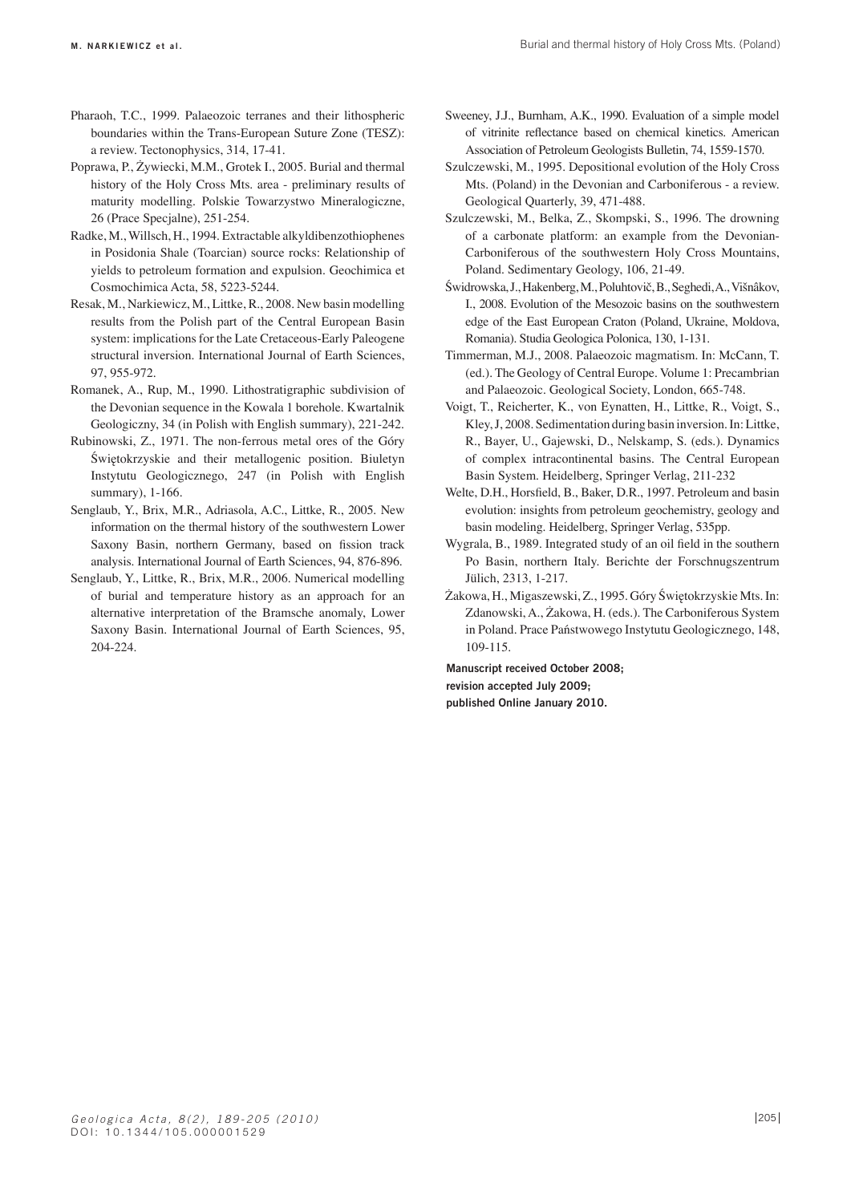Pharaoh, T.C., 1999. Palaeozoic terranes and their lithospheric boundaries within the Trans-European Suture Zone (TESZ): a review. Tectonophysics, 314, 17-41.

Poprawa, P., Żywiecki, M.M., Grotek I., 2005. Burial and thermal history of the Holy Cross Mts. area - preliminary results of maturity modelling. Polskie Towarzystwo Mineralogiczne, 26 (Prace Specjalne), 251-254.

Radke, M., Willsch, H., 1994. Extractable alkyldibenzothiophenes in Posidonia Shale (Toarcian) source rocks: Relationship of yields to petroleum formation and expulsion. Geochimica et Cosmochimica Acta, 58, 5223-5244.

Resak, M., Narkiewicz, M., Littke, R., 2008. New basin modelling results from the Polish part of the Central European Basin system: implications for the Late Cretaceous-Early Paleogene structural inversion. International Journal of Earth Sciences, 97, 955-972.

Romanek, A., Rup, M., 1990. Lithostratigraphic subdivision of the Devonian sequence in the Kowala 1 borehole. Kwartalnik Geologiczny, 34 (in Polish with English summary), 221-242.

Rubinowski, Z., 1971. The non-ferrous metal ores of the Góry Świętokrzyskie and their metallogenic position. Biuletyn Instytutu Geologicznego, 247 (in Polish with English summary), 1-166.

Senglaub, Y., Brix, M.R., Adriasola, A.C., Littke, R., 2005. New information on the thermal history of the southwestern Lower Saxony Basin, northern Germany, based on fission track analysis. International Journal of Earth Sciences, 94, 876-896.

Senglaub, Y., Littke, R., Brix, M.R., 2006. Numerical modelling of burial and temperature history as an approach for an alternative interpretation of the Bramsche anomaly, Lower Saxony Basin. International Journal of Earth Sciences, 95, 204-224.

Sweeney, J.J., Burnham, A.K., 1990. Evaluation of a simple model of vitrinite reflectance based on chemical kinetics. American Association of Petroleum Geologists Bulletin, 74, 1559-1570.

Szulczewski, M., 1995. Depositional evolution of the Holy Cross Mts. (Poland) in the Devonian and Carboniferous - a review. Geological Quarterly, 39, 471-488.

Szulczewski, M., Belka, Z., Skompski, S., 1996. The drowning of a carbonate platform: an example from the Devonian-Carboniferous of the southwestern Holy Cross Mountains, Poland. Sedimentary Geology, 106, 21-49.

Świdrowska, J., Hakenberg, M., Poluhtovič, B., Seghedi, A., Višnâkov, I., 2008. Evolution of the Mesozoic basins on the southwestern edge of the East European Craton (Poland, Ukraine, Moldova, Romania). Studia Geologica Polonica, 130, 1-131.

Timmerman, M.J., 2008. Palaeozoic magmatism. In: McCann, T. (ed.). The Geology of Central Europe. Volume 1: Precambrian and Palaeozoic. Geological Society, London, 665-748.

Voigt, T., Reicherter, K., von Eynatten, H., Littke, R., Voigt, S., Kley, J, 2008. Sedimentation during basin inversion. In: Littke, R., Bayer, U., Gajewski, D., Nelskamp, S. (eds.). Dynamics of complex intracontinental basins. The Central European Basin System. Heidelberg, Springer Verlag, 211-232

Welte, D.H., Horsfield, B., Baker, D.R., 1997. Petroleum and basin evolution: insights from petroleum geochemistry, geology and basin modeling. Heidelberg, Springer Verlag, 535pp.

Wygrala, B., 1989. Integrated study of an oil field in the southern Po Basin, northern Italy. Berichte der Forschnugszentrum Jülich, 2313, 1-217.

Żakowa, H., Migaszewski, Z., 1995. Góry Świętokrzyskie Mts. In: Zdanowski, A., Żakowa, H. (eds.). The Carboniferous System in Poland. Prace Państwowego Instytutu Geologicznego, 148, 109-115.

**Manuscript received October 2008; revision accepted July 2009; published Online January 2010.**